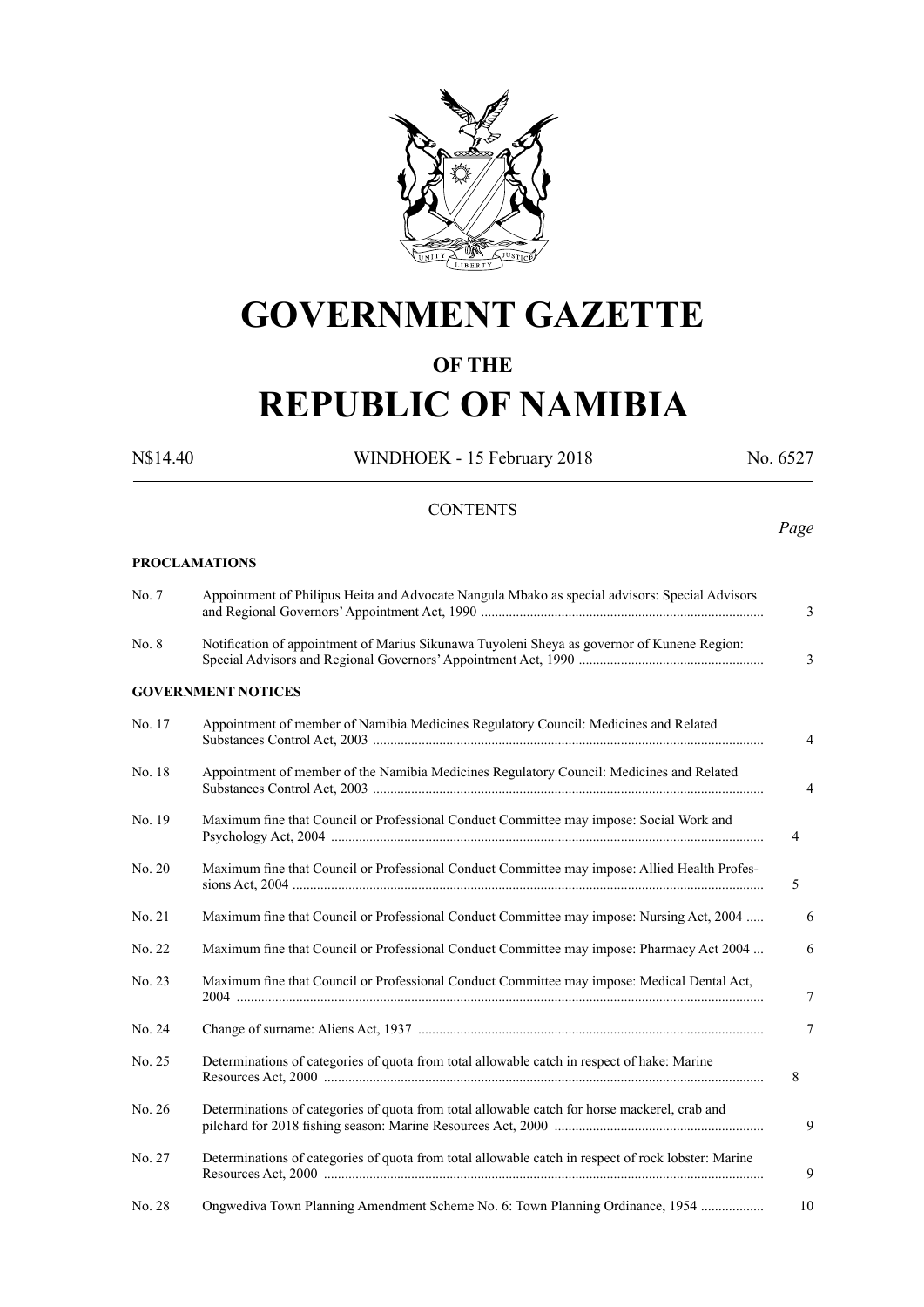# GOVERNMENT GAZETTE

## OF THE

# REPUBLIC OF NAMIBIA

N$14.40 WINDHOEK - 15 February 2018 No. 6527

## CONTENTS

*Page*

**PROCLAMATIONS**

| | | |
|---|---|---|
| No. 7 | Appointment of Philipus Heita and Advocate Nangula Mbako as special advisors: Special Advisors and Regional Governors' Appointment Act, 1990 | 3 |
| No. 8 | Notification of appointment of Marius Sikunawa Tuyoleni Sheya as governor of Kunene Region: Special Advisors and Regional Governors' Appointment Act, 1990 | 3 |

**GOVERNMENT NOTICES**

| | | |
|---|---|---|
| No. 17 | Appointment of member of Namibia Medicines Regulatory Council: Medicines and Related Substances Control Act, 2003 | 4 |
| No. 18 | Appointment of member of the Namibia Medicines Regulatory Council: Medicines and Related Substances Control Act, 2003 | 4 |
| No. 19 | Maximum fine that Council or Professional Conduct Committee may impose: Social Work and Psychology Act, 2004 | 4 |
| No. 20 | Maximum fine that Council or Professional Conduct Committee may impose: Allied Health Professions Act, 2004 | 5 |
| No. 21 | Maximum fine that Council or Professional Conduct Committee may impose: Nursing Act, 2004 | 6 |
| No. 22 | Maximum fine that Council or Professional Conduct Committee may impose: Pharmacy Act 2004 | 6 |
| No. 23 | Maximum fine that Council or Professional Conduct Committee may impose: Medical Dental Act, 2004 | 7 |
| No. 24 | Change of surname: Aliens Act, 1937 | 7 |
| No. 25 | Determinations of categories of quota from total allowable catch in respect of hake: Marine Resources Act, 2000 | 8 |
| No. 26 | Determinations of categories of quota from total allowable catch for horse mackerel, crab and pilchard for 2018 fishing season: Marine Resources Act, 2000 | 9 |
| No. 27 | Determinations of categories of quota from total allowable catch in respect of rock lobster: Marine Resources Act, 2000 | 9 |
| No. 28 | Ongwediva Town Planning Amendment Scheme No. 6: Town Planning Ordinance, 1954 | 10 |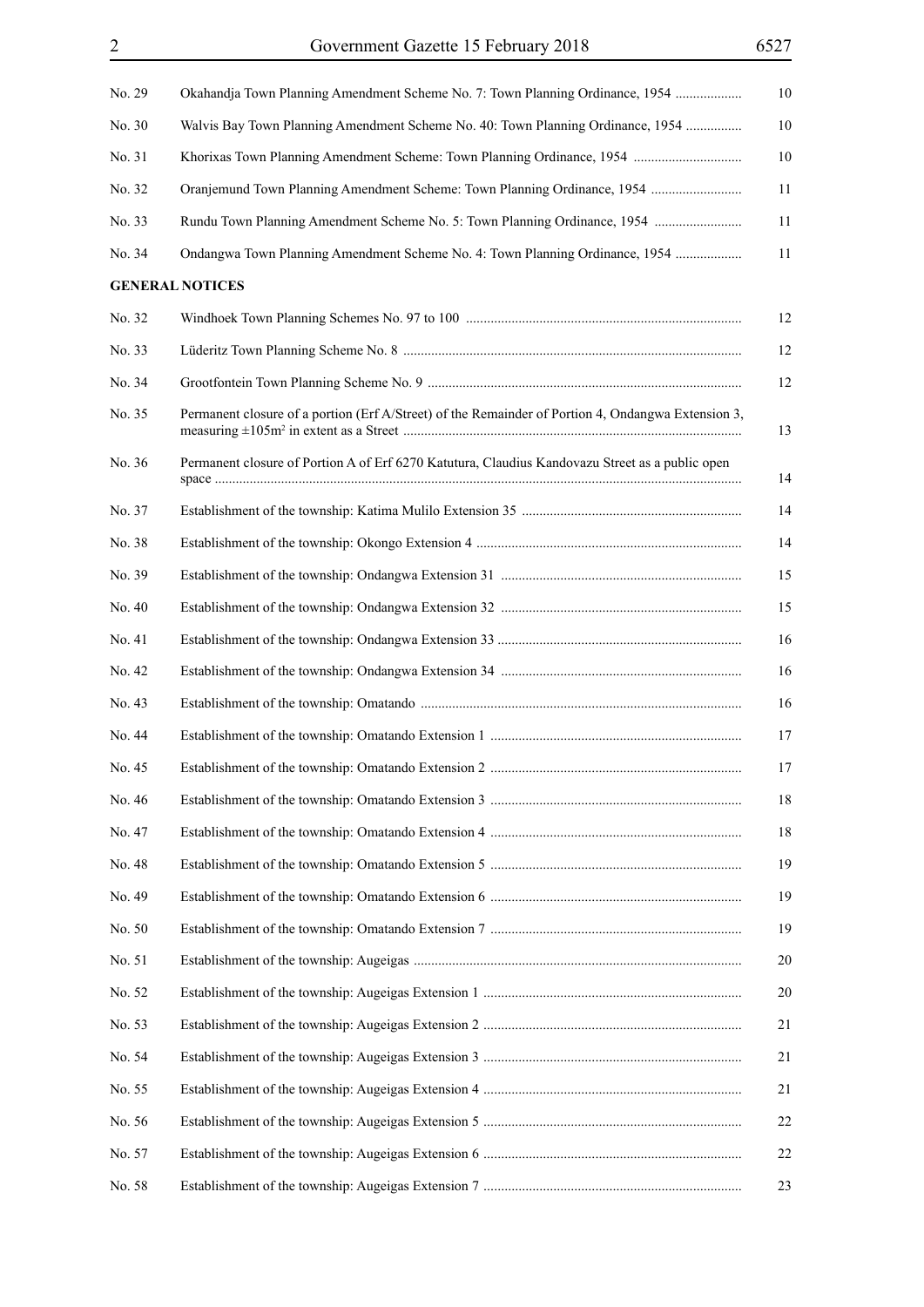| | | |
|---|---|---|
| No. 29 | Okahandja Town Planning Amendment Scheme No. 7: Town Planning Ordinance, 1954 | 10 |
| No. 30 | Walvis Bay Town Planning Amendment Scheme No. 40: Town Planning Ordinance, 1954 | 10 |
| No. 31 | Khorixas Town Planning Amendment Scheme: Town Planning Ordinance, 1954 | 10 |
| No. 32 | Oranjemund Town Planning Amendment Scheme: Town Planning Ordinance, 1954 | 11 |
| No. 33 | Rundu Town Planning Amendment Scheme No. 5: Town Planning Ordinance, 1954 | 11 |
| No. 34 | Ondangwa Town Planning Amendment Scheme No. 4: Town Planning Ordinance, 1954 | 11 |

**GENERAL NOTICES**

| | | |
|---|---|---|
| No. 32 | Windhoek Town Planning Schemes No. 97 to 100 | 12 |
| No. 33 | Lüderitz Town Planning Scheme No. 8 | 12 |
| No. 34 | Grootfontein Town Planning Scheme No. 9 | 12 |
| No. 35 | Permanent closure of a portion (Erf A/Street) of the Remainder of Portion 4, Ondangwa Extension 3, measuring ±105m² in extent as a Street | 13 |
| No. 36 | Permanent closure of Portion A of Erf 6270 Katutura, Claudius Kandovazu Street as a public open space | 14 |
| No. 37 | Establishment of the township: Katima Mulilo Extension 35 | 14 |
| No. 38 | Establishment of the township: Okongo Extension 4 | 14 |
| No. 39 | Establishment of the township: Ondangwa Extension 31 | 15 |
| No. 40 | Establishment of the township: Ondangwa Extension 32 | 15 |
| No. 41 | Establishment of the township: Ondangwa Extension 33 | 16 |
| No. 42 | Establishment of the township: Ondangwa Extension 34 | 16 |
| No. 43 | Establishment of the township: Omatando | 16 |
| No. 44 | Establishment of the township: Omatando Extension 1 | 17 |
| No. 45 | Establishment of the township: Omatando Extension 2 | 17 |
| No. 46 | Establishment of the township: Omatando Extension 3 | 18 |
| No. 47 | Establishment of the township: Omatando Extension 4 | 18 |
| No. 48 | Establishment of the township: Omatando Extension 5 | 19 |
| No. 49 | Establishment of the township: Omatando Extension 6 | 19 |
| No. 50 | Establishment of the township: Omatando Extension 7 | 19 |
| No. 51 | Establishment of the township: Augeigas | 20 |
| No. 52 | Establishment of the township: Augeigas Extension 1 | 20 |
| No. 53 | Establishment of the township: Augeigas Extension 2 | 21 |
| No. 54 | Establishment of the township: Augeigas Extension 3 | 21 |
| No. 55 | Establishment of the township: Augeigas Extension 4 | 21 |
| No. 56 | Establishment of the township: Augeigas Extension 5 | 22 |
| No. 57 | Establishment of the township: Augeigas Extension 6 | 22 |
| No. 58 | Establishment of the township: Augeigas Extension 7 | 23 |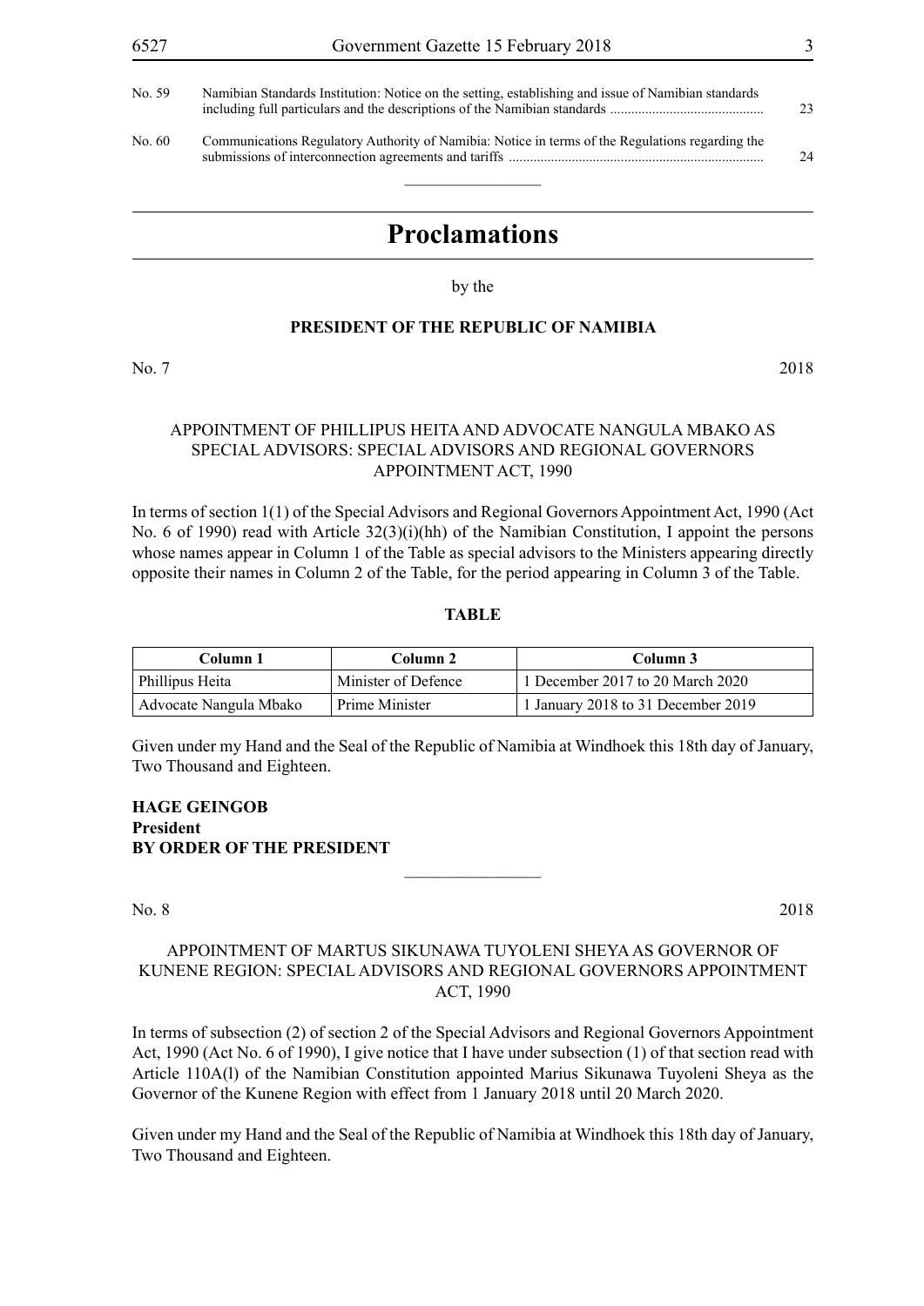| | | |
|---|---|---|
| No. 59 | Namibian Standards Institution: Notice on the setting, establishing and issue of Namibian standards including full particulars and the descriptions of the Namibian standards ........................................... | 23 |
| No. 60 | Communications Regulatory Authority of Namibia: Notice in terms of the Regulations regarding the submissions of interconnection agreements and tariffs ........................................................................ | 24 |

# Proclamations

by the

**PRESIDENT OF THE REPUBLIC OF NAMIBIA**

No. 7 2018

APPOINTMENT OF PHILLIPUS HEITA AND ADVOCATE NANGULA MBAKO AS SPECIAL ADVISORS: SPECIAL ADVISORS AND REGIONAL GOVERNORS APPOINTMENT ACT, 1990

In terms of section 1(1) of the Special Advisors and Regional Governors Appointment Act, 1990 (Act No. 6 of 1990) read with Article 32(3)(i)(hh) of the Namibian Constitution, I appoint the persons whose names appear in Column 1 of the Table as special advisors to the Ministers appearing directly opposite their names in Column 2 of the Table, for the period appearing in Column 3 of the Table.

**TABLE**

| Column 1 | Column 2 | Column 3 |
|---|---|---|
| Phillipus Heita | Minister of Defence | 1 December 2017 to 20 March 2020 |
| Advocate Nangula Mbako | Prime Minister | 1 January 2018 to 31 December 2019 |

Given under my Hand and the Seal of the Republic of Namibia at Windhoek this 18th day of January, Two Thousand and Eighteen.

**HAGE GEINGOB**
**President**
**BY ORDER OF THE PRESIDENT**

No. 8 2018

APPOINTMENT OF MARTUS SIKUNAWA TUYOLENI SHEYA AS GOVERNOR OF KUNENE REGION: SPECIAL ADVISORS AND REGIONAL GOVERNORS APPOINTMENT ACT, 1990

In terms of subsection (2) of section 2 of the Special Advisors and Regional Governors Appointment Act, 1990 (Act No. 6 of 1990), I give notice that I have under subsection (1) of that section read with Article 110A(l) of the Namibian Constitution appointed Marius Sikunawa Tuyoleni Sheya as the Governor of the Kunene Region with effect from 1 January 2018 until 20 March 2020.

Given under my Hand and the Seal of the Republic of Namibia at Windhoek this 18th day of January, Two Thousand and Eighteen.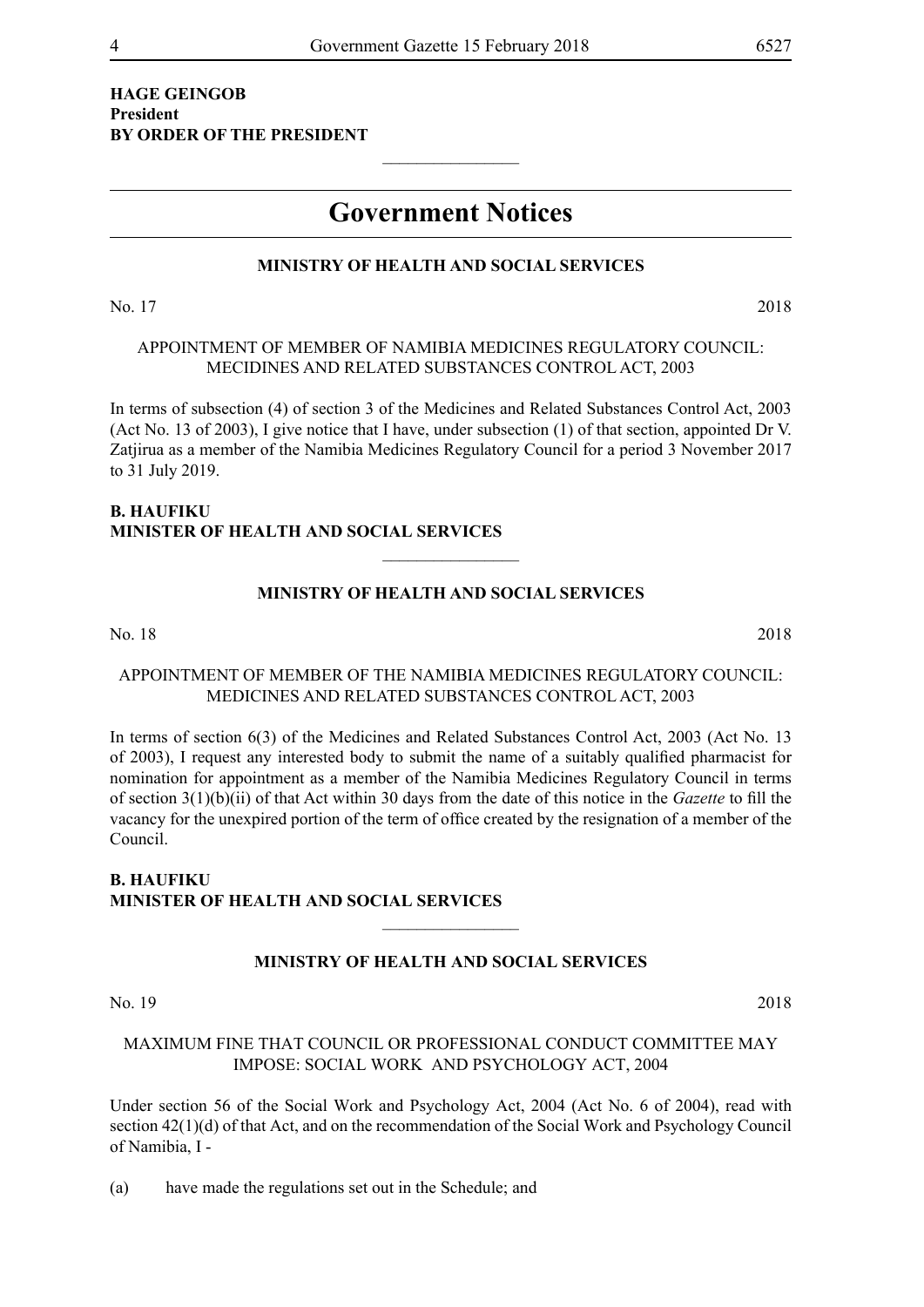**HAGE GEINGOB**
**President**
**BY ORDER OF THE PRESIDENT**

---

# Government Notices

### MINISTRY OF HEALTH AND SOCIAL SERVICES

No. 17 2018

APPOINTMENT OF MEMBER OF NAMIBIA MEDICINES REGULATORY COUNCIL: MECIDINES AND RELATED SUBSTANCES CONTROL ACT, 2003

In terms of subsection (4) of section 3 of the Medicines and Related Substances Control Act, 2003 (Act No. 13 of 2003), I give notice that I have, under subsection (1) of that section, appointed Dr V. Zatjirua as a member of the Namibia Medicines Regulatory Council for a period 3 November 2017 to 31 July 2019.

**B. HAUFIKU**
**MINISTER OF HEALTH AND SOCIAL SERVICES**

---

### MINISTRY OF HEALTH AND SOCIAL SERVICES

No. 18 2018

APPOINTMENT OF MEMBER OF THE NAMIBIA MEDICINES REGULATORY COUNCIL: MEDICINES AND RELATED SUBSTANCES CONTROL ACT, 2003

In terms of section 6(3) of the Medicines and Related Substances Control Act, 2003 (Act No. 13 of 2003), I request any interested body to submit the name of a suitably qualified pharmacist for nomination for appointment as a member of the Namibia Medicines Regulatory Council in terms of section 3(1)(b)(ii) of that Act within 30 days from the date of this notice in the *Gazette* to fill the vacancy for the unexpired portion of the term of office created by the resignation of a member of the Council.

**B. HAUFIKU**
**MINISTER OF HEALTH AND SOCIAL SERVICES**

---

### MINISTRY OF HEALTH AND SOCIAL SERVICES

No. 19 2018

MAXIMUM FINE THAT COUNCIL OR PROFESSIONAL CONDUCT COMMITTEE MAY IMPOSE: SOCIAL WORK AND PSYCHOLOGY ACT, 2004

Under section 56 of the Social Work and Psychology Act, 2004 (Act No. 6 of 2004), read with section 42(1)(d) of that Act, and on the recommendation of the Social Work and Psychology Council of Namibia, I -

(a) have made the regulations set out in the Schedule; and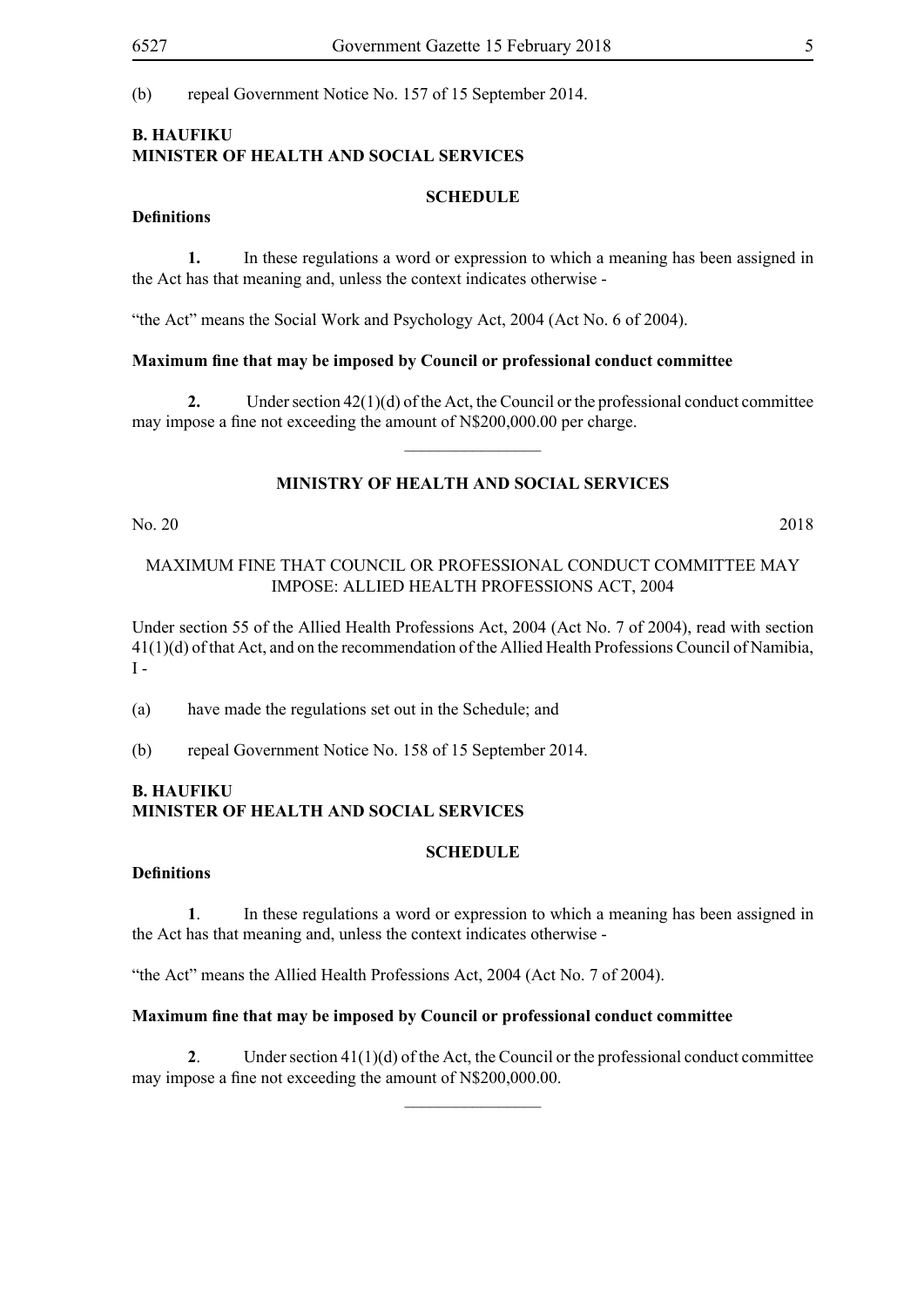(b) repeal Government Notice No. 157 of 15 September 2014.

**B. HAUFIKU**
**MINISTER OF HEALTH AND SOCIAL SERVICES**

**SCHEDULE**

**Definitions**

**1.** In these regulations a word or expression to which a meaning has been assigned in the Act has that meaning and, unless the context indicates otherwise -

"the Act" means the Social Work and Psychology Act, 2004 (Act No. 6 of 2004).

**Maximum fine that may be imposed by Council or professional conduct committee**

**2.** Under section 42(1)(d) of the Act, the Council or the professional conduct committee may impose a fine not exceeding the amount of N$200,000.00 per charge.

---

## MINISTRY OF HEALTH AND SOCIAL SERVICES

No. 20 2018

MAXIMUM FINE THAT COUNCIL OR PROFESSIONAL CONDUCT COMMITTEE MAY IMPOSE: ALLIED HEALTH PROFESSIONS ACT, 2004

Under section 55 of the Allied Health Professions Act, 2004 (Act No. 7 of 2004), read with section 41(1)(d) of that Act, and on the recommendation of the Allied Health Professions Council of Namibia, I -

(a) have made the regulations set out in the Schedule; and

(b) repeal Government Notice No. 158 of 15 September 2014.

**B. HAUFIKU**
**MINISTER OF HEALTH AND SOCIAL SERVICES**

**SCHEDULE**

**Definitions**

**1**. In these regulations a word or expression to which a meaning has been assigned in the Act has that meaning and, unless the context indicates otherwise -

"the Act" means the Allied Health Professions Act, 2004 (Act No. 7 of 2004).

**Maximum fine that may be imposed by Council or professional conduct committee**

**2**. Under section 41(1)(d) of the Act, the Council or the professional conduct committee may impose a fine not exceeding the amount of N$200,000.00.

---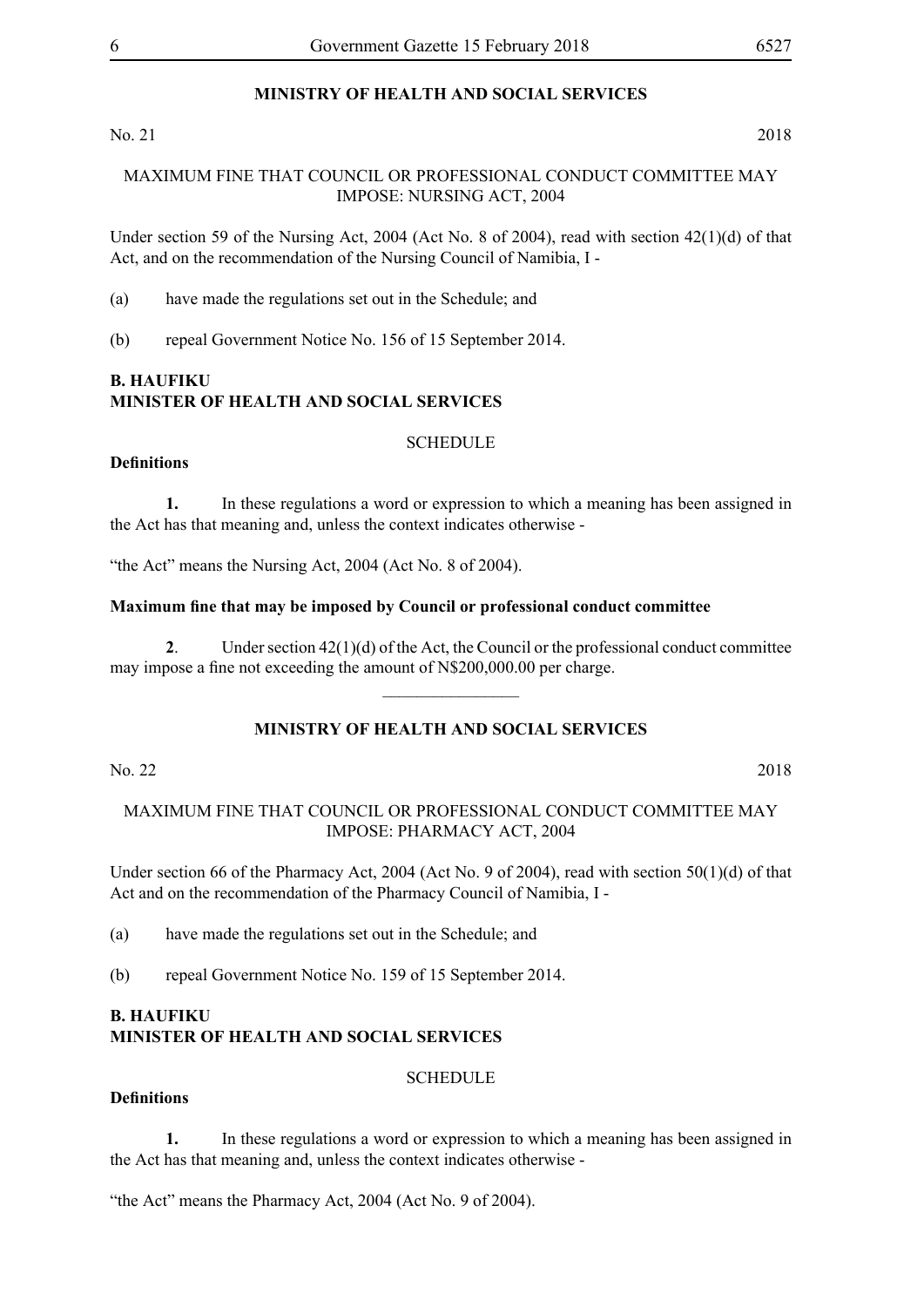## MINISTRY OF HEALTH AND SOCIAL SERVICES

No. 21 2018

MAXIMUM FINE THAT COUNCIL OR PROFESSIONAL CONDUCT COMMITTEE MAY IMPOSE: NURSING ACT, 2004

Under section 59 of the Nursing Act, 2004 (Act No. 8 of 2004), read with section 42(1)(d) of that Act, and on the recommendation of the Nursing Council of Namibia, I -

(a) have made the regulations set out in the Schedule; and

(b) repeal Government Notice No. 156 of 15 September 2014.

**B. HAUFIKU**
**MINISTER OF HEALTH AND SOCIAL SERVICES**

SCHEDULE

**Definitions**

**1.** In these regulations a word or expression to which a meaning has been assigned in the Act has that meaning and, unless the context indicates otherwise -

"the Act" means the Nursing Act, 2004 (Act No. 8 of 2004).

**Maximum fine that may be imposed by Council or professional conduct committee**

**2**. Under section 42(1)(d) of the Act, the Council or the professional conduct committee may impose a fine not exceeding the amount of N$200,000.00 per charge.

---

## MINISTRY OF HEALTH AND SOCIAL SERVICES

No. 22 2018

MAXIMUM FINE THAT COUNCIL OR PROFESSIONAL CONDUCT COMMITTEE MAY IMPOSE: PHARMACY ACT, 2004

Under section 66 of the Pharmacy Act, 2004 (Act No. 9 of 2004), read with section 50(1)(d) of that Act and on the recommendation of the Pharmacy Council of Namibia, I -

(a) have made the regulations set out in the Schedule; and

(b) repeal Government Notice No. 159 of 15 September 2014.

**B. HAUFIKU**
**MINISTER OF HEALTH AND SOCIAL SERVICES**

SCHEDULE

**Definitions**

**1.** In these regulations a word or expression to which a meaning has been assigned in the Act has that meaning and, unless the context indicates otherwise -

"the Act" means the Pharmacy Act, 2004 (Act No. 9 of 2004).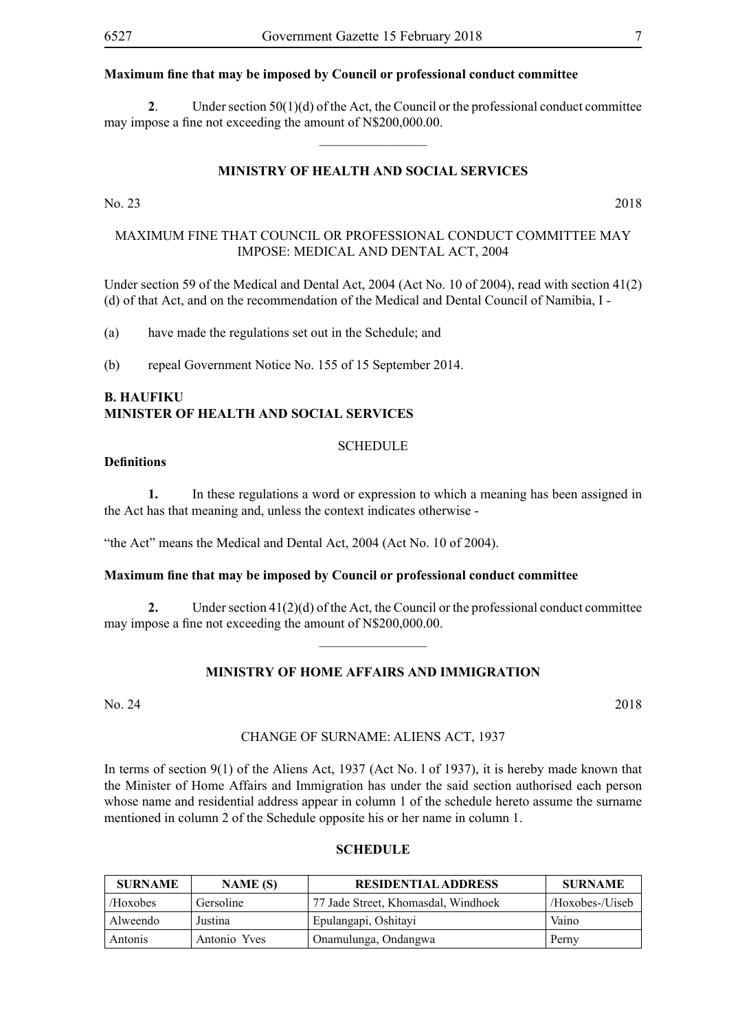**Maximum fine that may be imposed by Council or professional conduct committee**

**2**. Under section 50(1)(d) of the Act, the Council or the professional conduct committee may impose a fine not exceeding the amount of N$200,000.00.

---

## MINISTRY OF HEALTH AND SOCIAL SERVICES

No. 23 2018

MAXIMUM FINE THAT COUNCIL OR PROFESSIONAL CONDUCT COMMITTEE MAY IMPOSE: MEDICAL AND DENTAL ACT, 2004

Under section 59 of the Medical and Dental Act, 2004 (Act No. 10 of 2004), read with section 41(2)(d) of that Act, and on the recommendation of the Medical and Dental Council of Namibia, I -

(a) have made the regulations set out in the Schedule; and

(b) repeal Government Notice No. 155 of 15 September 2014.

**B. HAUFIKU**
**MINISTER OF HEALTH AND SOCIAL SERVICES**

SCHEDULE

**Definitions**

**1.** In these regulations a word or expression to which a meaning has been assigned in the Act has that meaning and, unless the context indicates otherwise -

"the Act" means the Medical and Dental Act, 2004 (Act No. 10 of 2004).

**Maximum fine that may be imposed by Council or professional conduct committee**

**2.** Under section 41(2)(d) of the Act, the Council or the professional conduct committee may impose a fine not exceeding the amount of N$200,000.00.

---

## MINISTRY OF HOME AFFAIRS AND IMMIGRATION

No. 24 2018

CHANGE OF SURNAME: ALIENS ACT, 1937

In terms of section 9(1) of the Aliens Act, 1937 (Act No. l of 1937), it is hereby made known that the Minister of Home Affairs and Immigration has under the said section authorised each person whose name and residential address appear in column 1 of the schedule hereto assume the surname mentioned in column 2 of the Schedule opposite his or her name in column 1.

**SCHEDULE**

| SURNAME | NAME (S) | RESIDENTIAL ADDRESS | SURNAME |
|---|---|---|---|
| /Hoxobes | Gersoline | 77 Jade Street, Khomasdal, Windhoek | /Hoxobes-/Uiseb |
| Alweendo | Justina | Epulangapi, Oshitayi | Vaino |
| Antonis | Antonio Yves | Onamulunga, Ondangwa | Perny |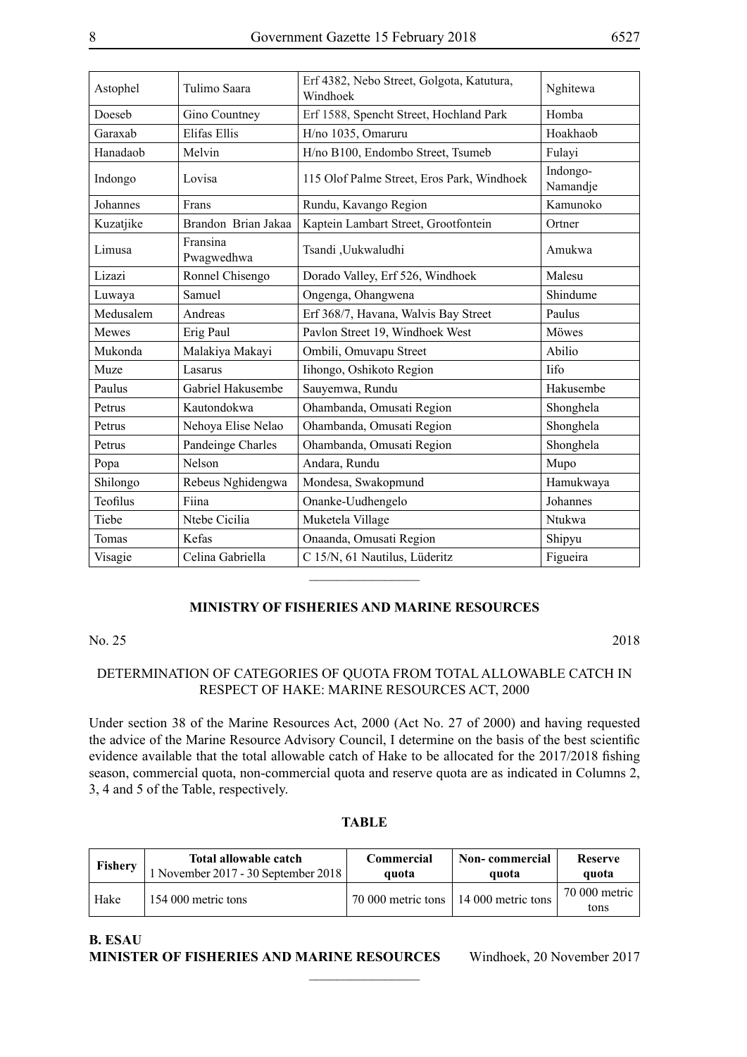| Astophel | Tulimo Saara | Erf 4382, Nebo Street, Golgota, Katutura, Windhoek | Nghitewa |
|---|---|---|---|
| Doeseb | Gino Countney | Erf 1588, Spencht Street, Hochland Park | Homba |
| Garaxab | Elifas Ellis | H/no 1035, Omaruru | Hoakhaob |
| Hanadaob | Melvin | H/no B100, Endombo Street, Tsumeb | Fulayi |
| Indongo | Lovisa | 115 Olof Palme Street, Eros Park, Windhoek | Indongo-Namandje |
| Johannes | Frans | Rundu, Kavango Region | Kamunoko |
| Kuzatjike | Brandon Brian Jakaa | Kaptein Lambart Street, Grootfontein | Ortner |
| Limusa | Fransina Pwagwedhwa | Tsandi ,Uukwaludhi | Amukwa |
| Lizazi | Ronnel Chisengo | Dorado Valley, Erf 526, Windhoek | Malesu |
| Luwaya | Samuel | Ongenga, Ohangwena | Shindume |
| Medusalem | Andreas | Erf 368/7, Havana, Walvis Bay Street | Paulus |
| Mewes | Erig Paul | Pavlon Street 19, Windhoek West | Möwes |
| Mukonda | Malakiya Makayi | Ombili, Omuvapu Street | Abilio |
| Muze | Lasarus | Iihongo, Oshikoto Region | Iifo |
| Paulus | Gabriel Hakusembe | Sauyemwa, Rundu | Hakusembe |
| Petrus | Kautondokwa | Ohambanda, Omusati Region | Shonghela |
| Petrus | Nehoya Elise Nelao | Ohambanda, Omusati Region | Shonghela |
| Petrus | Pandeinge Charles | Ohambanda, Omusati Region | Shonghela |
| Popa | Nelson | Andara, Rundu | Mupo |
| Shilongo | Rebeus Nghidengwa | Mondesa, Swakopmund | Hamukwaya |
| Teofilus | Fiina | Onanke-Uudhengelo | Johannes |
| Tiebe | Ntebe Cicilia | Muketela Village | Ntukwa |
| Tomas | Kefas | Onaanda, Omusati Region | Shipyu |
| Visagie | Celina Gabriella | C 15/N, 61 Nautilus, Lüderitz | Figueira |

## MINISTRY OF FISHERIES AND MARINE RESOURCES

No. 25 2018

DETERMINATION OF CATEGORIES OF QUOTA FROM TOTAL ALLOWABLE CATCH IN RESPECT OF HAKE: MARINE RESOURCES ACT, 2000

Under section 38 of the Marine Resources Act, 2000 (Act No. 27 of 2000) and having requested the advice of the Marine Resource Advisory Council, I determine on the basis of the best scientific evidence available that the total allowable catch of Hake to be allocated for the 2017/2018 fishing season, commercial quota, non-commercial quota and reserve quota are as indicated in Columns 2, 3, 4 and 5 of the Table, respectively.

**TABLE**

| Fishery | Total allowable catch 1 November 2017 - 30 September 2018 | Commercial quota | Non- commercial quota | Reserve quota |
|---|---|---|---|---|
| Hake | 154 000 metric tons | 70 000 metric tons | 14 000 metric tons | 70 000 metric tons |

**B. ESAU**
**MINISTER OF FISHERIES AND MARINE RESOURCES** Windhoek, 20 November 2017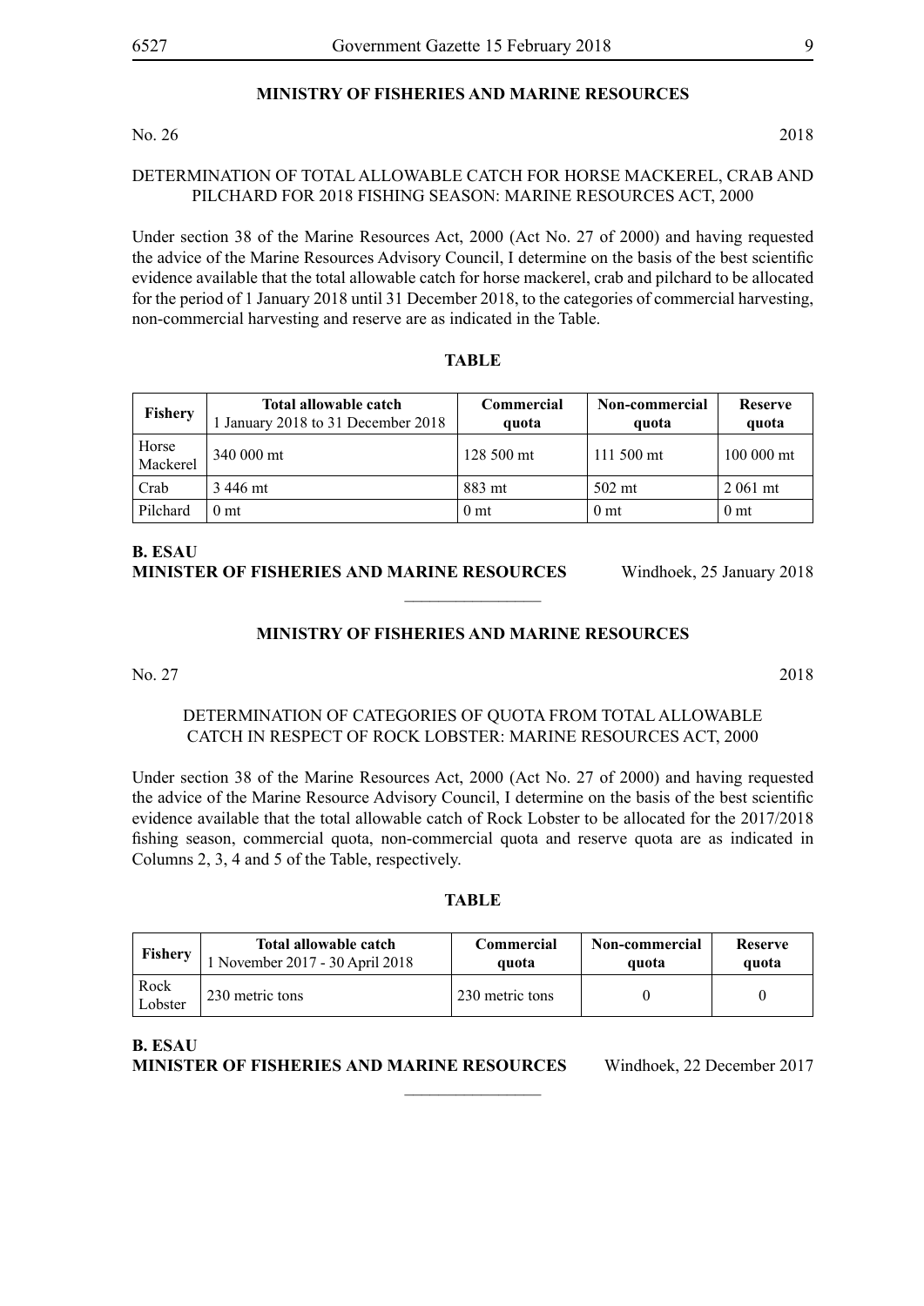## MINISTRY OF FISHERIES AND MARINE RESOURCES

No. 26 2018

DETERMINATION OF TOTAL ALLOWABLE CATCH FOR HORSE MACKEREL, CRAB AND PILCHARD FOR 2018 FISHING SEASON: MARINE RESOURCES ACT, 2000

Under section 38 of the Marine Resources Act, 2000 (Act No. 27 of 2000) and having requested the advice of the Marine Resources Advisory Council, I determine on the basis of the best scientific evidence available that the total allowable catch for horse mackerel, crab and pilchard to be allocated for the period of 1 January 2018 until 31 December 2018, to the categories of commercial harvesting, non-commercial harvesting and reserve are as indicated in the Table.

**TABLE**

| Fishery | Total allowable catch 1 January 2018 to 31 December 2018 | Commercial quota | Non-commercial quota | Reserve quota |
|---|---|---|---|---|
| Horse Mackerel | 340 000 mt | 128 500 mt | 111 500 mt | 100 000 mt |
| Crab | 3 446 mt | 883 mt | 502 mt | 2 061 mt |
| Pilchard | 0 mt | 0 mt | 0 mt | 0 mt |

**B. ESAU**
**MINISTER OF FISHERIES AND MARINE RESOURCES** Windhoek, 25 January 2018

________________

## MINISTRY OF FISHERIES AND MARINE RESOURCES

No. 27 2018

DETERMINATION OF CATEGORIES OF QUOTA FROM TOTAL ALLOWABLE CATCH IN RESPECT OF ROCK LOBSTER: MARINE RESOURCES ACT, 2000

Under section 38 of the Marine Resources Act, 2000 (Act No. 27 of 2000) and having requested the advice of the Marine Resource Advisory Council, I determine on the basis of the best scientific evidence available that the total allowable catch of Rock Lobster to be allocated for the 2017/2018 fishing season, commercial quota, non-commercial quota and reserve quota are as indicated in Columns 2, 3, 4 and 5 of the Table, respectively.

**TABLE**

| Fishery | Total allowable catch 1 November 2017 - 30 April 2018 | Commercial quota | Non-commercial quota | Reserve quota |
|---|---|---|---|---|
| Rock Lobster | 230 metric tons | 230 metric tons | 0 | 0 |

**B. ESAU**
**MINISTER OF FISHERIES AND MARINE RESOURCES** Windhoek, 22 December 2017

________________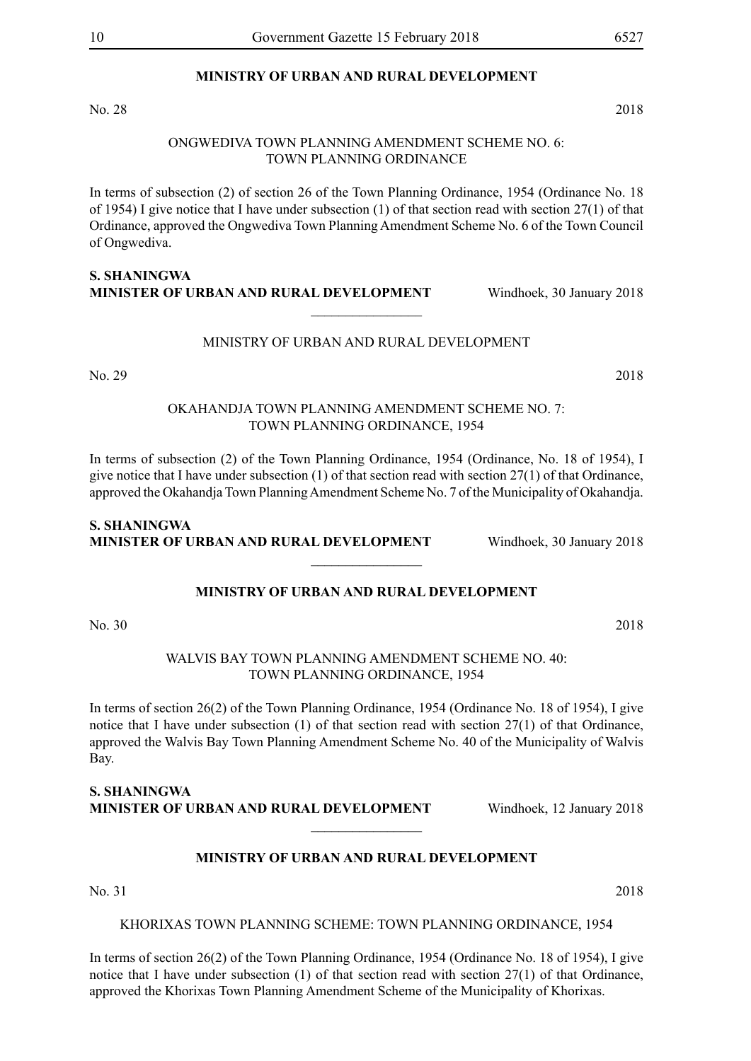**MINISTRY OF URBAN AND RURAL DEVELOPMENT**

No. 28 2018

ONGWEDIVA TOWN PLANNING AMENDMENT SCHEME NO. 6: TOWN PLANNING ORDINANCE

In terms of subsection (2) of section 26 of the Town Planning Ordinance, 1954 (Ordinance No. 18 of 1954) I give notice that I have under subsection (1) of that section read with section 27(1) of that Ordinance, approved the Ongwediva Town Planning Amendment Scheme No. 6 of the Town Council of Ongwediva.

**S. SHANINGWA**
**MINISTER OF URBAN AND RURAL DEVELOPMENT** Windhoek, 30 January 2018

________________

MINISTRY OF URBAN AND RURAL DEVELOPMENT

No. 29 2018

OKAHANDJA TOWN PLANNING AMENDMENT SCHEME NO. 7: TOWN PLANNING ORDINANCE, 1954

In terms of subsection (2) of the Town Planning Ordinance, 1954 (Ordinance, No. 18 of 1954), I give notice that I have under subsection (1) of that section read with section 27(1) of that Ordinance, approved the Okahandja Town Planning Amendment Scheme No. 7 of the Municipality of Okahandja.

**S. SHANINGWA**
**MINISTER OF URBAN AND RURAL DEVELOPMENT** Windhoek, 30 January 2018

________________

**MINISTRY OF URBAN AND RURAL DEVELOPMENT**

No. 30 2018

WALVIS BAY TOWN PLANNING AMENDMENT SCHEME NO. 40: TOWN PLANNING ORDINANCE, 1954

In terms of section 26(2) of the Town Planning Ordinance, 1954 (Ordinance No. 18 of 1954), I give notice that I have under subsection (1) of that section read with section 27(1) of that Ordinance, approved the Walvis Bay Town Planning Amendment Scheme No. 40 of the Municipality of Walvis Bay.

**S. SHANINGWA**
**MINISTER OF URBAN AND RURAL DEVELOPMENT** Windhoek, 12 January 2018

________________

**MINISTRY OF URBAN AND RURAL DEVELOPMENT**

No. 31 2018

KHORIXAS TOWN PLANNING SCHEME: TOWN PLANNING ORDINANCE, 1954

In terms of section 26(2) of the Town Planning Ordinance, 1954 (Ordinance No. 18 of 1954), I give notice that I have under subsection (1) of that section read with section 27(1) of that Ordinance, approved the Khorixas Town Planning Amendment Scheme of the Municipality of Khorixas.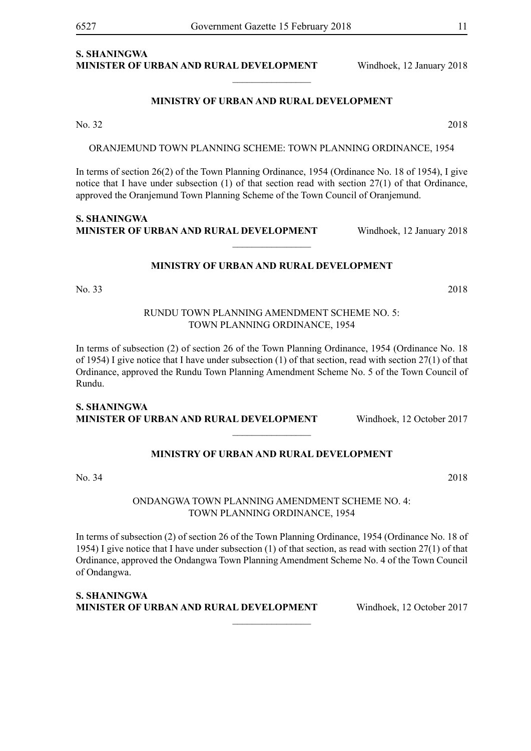**S. SHANINGWA**
**MINISTER OF URBAN AND RURAL DEVELOPMENT** Windhoek, 12 January 2018

________________

## MINISTRY OF URBAN AND RURAL DEVELOPMENT

No. 32 2018

ORANJEMUND TOWN PLANNING SCHEME: TOWN PLANNING ORDINANCE, 1954

In terms of section 26(2) of the Town Planning Ordinance, 1954 (Ordinance No. 18 of 1954), I give notice that I have under subsection (1) of that section read with section 27(1) of that Ordinance, approved the Oranjemund Town Planning Scheme of the Town Council of Oranjemund.

**S. SHANINGWA**
**MINISTER OF URBAN AND RURAL DEVELOPMENT** Windhoek, 12 January 2018

________________

## MINISTRY OF URBAN AND RURAL DEVELOPMENT

No. 33 2018

RUNDU TOWN PLANNING AMENDMENT SCHEME NO. 5:
TOWN PLANNING ORDINANCE, 1954

In terms of subsection (2) of section 26 of the Town Planning Ordinance, 1954 (Ordinance No. 18 of 1954) I give notice that I have under subsection (1) of that section, read with section 27(1) of that Ordinance, approved the Rundu Town Planning Amendment Scheme No. 5 of the Town Council of Rundu.

**S. SHANINGWA**
**MINISTER OF URBAN AND RURAL DEVELOPMENT** Windhoek, 12 October 2017

________________

## MINISTRY OF URBAN AND RURAL DEVELOPMENT

No. 34 2018

ONDANGWA TOWN PLANNING AMENDMENT SCHEME NO. 4:
TOWN PLANNING ORDINANCE, 1954

In terms of subsection (2) of section 26 of the Town Planning Ordinance, 1954 (Ordinance No. 18 of 1954) I give notice that I have under subsection (1) of that section, as read with section 27(1) of that Ordinance, approved the Ondangwa Town Planning Amendment Scheme No. 4 of the Town Council of Ondangwa.

**S. SHANINGWA**
**MINISTER OF URBAN AND RURAL DEVELOPMENT** Windhoek, 12 October 2017

________________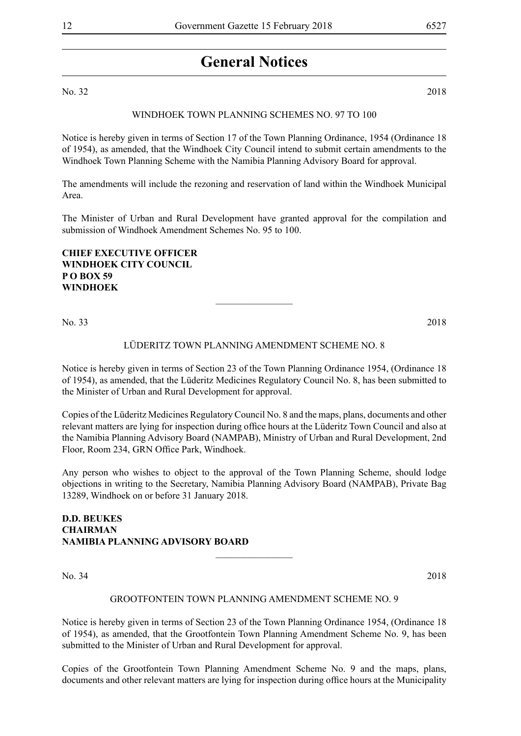# General Notices

No. 32 2018

WINDHOEK TOWN PLANNING SCHEMES NO. 97 TO 100

Notice is hereby given in terms of Section 17 of the Town Planning Ordinance, 1954 (Ordinance 18 of 1954), as amended, that the Windhoek City Council intend to submit certain amendments to the Windhoek Town Planning Scheme with the Namibia Planning Advisory Board for approval.

The amendments will include the rezoning and reservation of land within the Windhoek Municipal Area.

The Minister of Urban and Rural Development have granted approval for the compilation and submission of Windhoek Amendment Schemes No. 95 to 100.

**CHIEF EXECUTIVE OFFICER**
**WINDHOEK CITY COUNCIL**
**P O BOX 59**
**WINDHOEK**

---

No. 33 2018

LÜDERITZ TOWN PLANNING AMENDMENT SCHEME NO. 8

Notice is hereby given in terms of Section 23 of the Town Planning Ordinance 1954, (Ordinance 18 of 1954), as amended, that the Lüderitz Medicines Regulatory Council No. 8, has been submitted to the Minister of Urban and Rural Development for approval.

Copies of the Lüderitz Medicines Regulatory Council No. 8 and the maps, plans, documents and other relevant matters are lying for inspection during office hours at the Lüderitz Town Council and also at the Namibia Planning Advisory Board (NAMPAB), Ministry of Urban and Rural Development, 2nd Floor, Room 234, GRN Office Park, Windhoek.

Any person who wishes to object to the approval of the Town Planning Scheme, should lodge objections in writing to the Secretary, Namibia Planning Advisory Board (NAMPAB), Private Bag 13289, Windhoek on or before 31 January 2018.

**D.D. BEUKES**
**CHAIRMAN**
**NAMIBIA PLANNING ADVISORY BOARD**

---

No. 34 2018

GROOTFONTEIN TOWN PLANNING AMENDMENT SCHEME NO. 9

Notice is hereby given in terms of Section 23 of the Town Planning Ordinance 1954, (Ordinance 18 of 1954), as amended, that the Grootfontein Town Planning Amendment Scheme No. 9, has been submitted to the Minister of Urban and Rural Development for approval.

Copies of the Grootfontein Town Planning Amendment Scheme No. 9 and the maps, plans, documents and other relevant matters are lying for inspection during office hours at the Municipality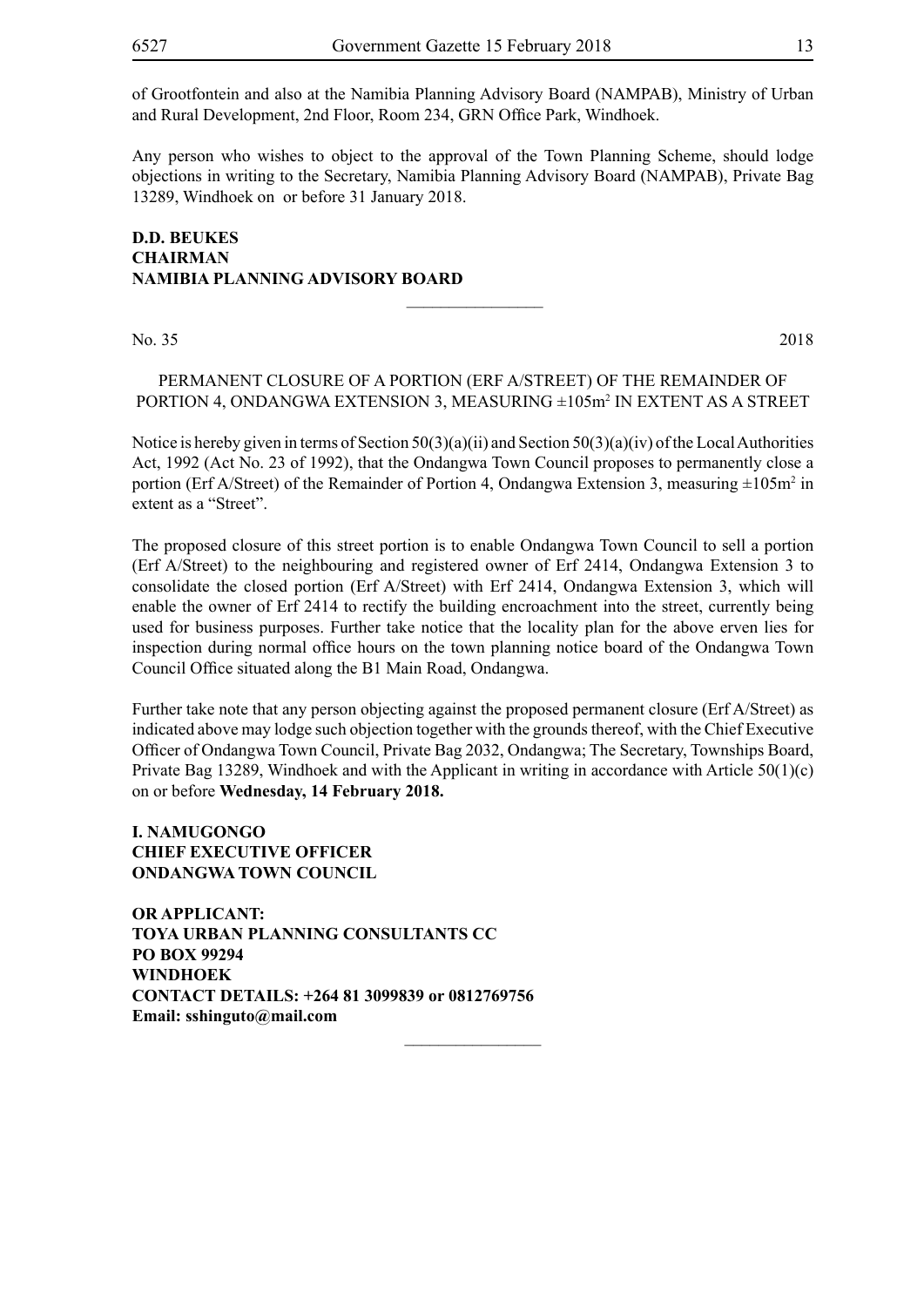of Grootfontein and also at the Namibia Planning Advisory Board (NAMPAB), Ministry of Urban and Rural Development, 2nd Floor, Room 234, GRN Office Park, Windhoek.

Any person who wishes to object to the approval of the Town Planning Scheme, should lodge objections in writing to the Secretary, Namibia Planning Advisory Board (NAMPAB), Private Bag 13289, Windhoek on or before 31 January 2018.

**D.D. BEUKES**
**CHAIRMAN**
**NAMIBIA PLANNING ADVISORY BOARD**

---

No. 35 2018

PERMANENT CLOSURE OF A PORTION (ERF A/STREET) OF THE REMAINDER OF PORTION 4, ONDANGWA EXTENSION 3, MEASURING ±105m$^2$ IN EXTENT AS A STREET

Notice is hereby given in terms of Section 50(3)(a)(ii) and Section 50(3)(a)(iv) of the Local Authorities Act, 1992 (Act No. 23 of 1992), that the Ondangwa Town Council proposes to permanently close a portion (Erf A/Street) of the Remainder of Portion 4, Ondangwa Extension 3, measuring ±105m$^2$ in extent as a "Street".

The proposed closure of this street portion is to enable Ondangwa Town Council to sell a portion (Erf A/Street) to the neighbouring and registered owner of Erf 2414, Ondangwa Extension 3 to consolidate the closed portion (Erf A/Street) with Erf 2414, Ondangwa Extension 3, which will enable the owner of Erf 2414 to rectify the building encroachment into the street, currently being used for business purposes. Further take notice that the locality plan for the above erven lies for inspection during normal office hours on the town planning notice board of the Ondangwa Town Council Office situated along the B1 Main Road, Ondangwa.

Further take note that any person objecting against the proposed permanent closure (Erf A/Street) as indicated above may lodge such objection together with the grounds thereof, with the Chief Executive Officer of Ondangwa Town Council, Private Bag 2032, Ondangwa; The Secretary, Townships Board, Private Bag 13289, Windhoek and with the Applicant in writing in accordance with Article 50(1)(c) on or before **Wednesday, 14 February 2018.**

**I. NAMUGONGO**
**CHIEF EXECUTIVE OFFICER**
**ONDANGWA TOWN COUNCIL**

**OR APPLICANT:**
**TOYA URBAN PLANNING CONSULTANTS CC**
**PO BOX 99294**
**WINDHOEK**
**CONTACT DETAILS: +264 81 3099839 or 0812769756**
**Email: sshinguto@mail.com**

---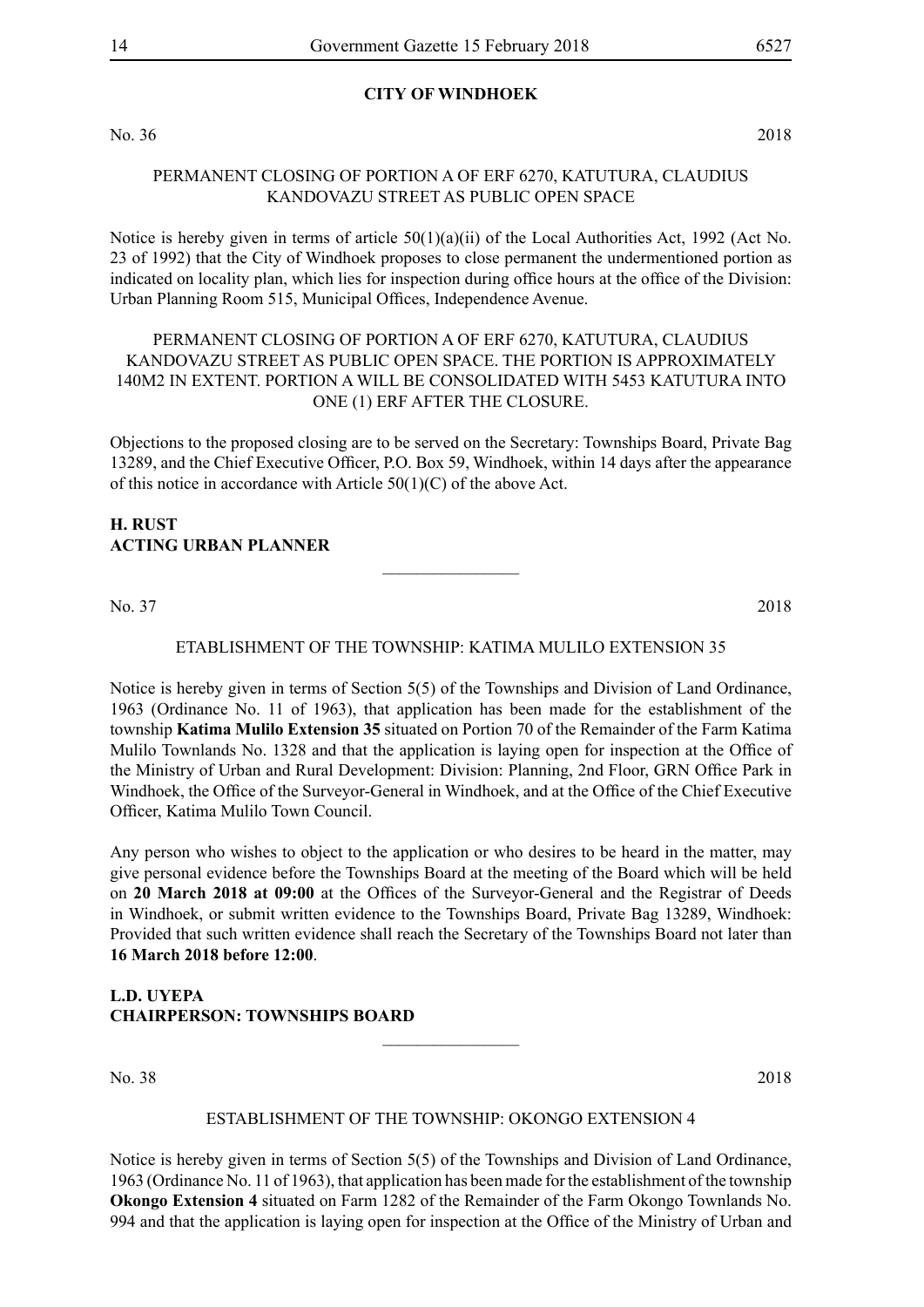## CITY OF WINDHOEK

No. 36 2018

PERMANENT CLOSING OF PORTION A OF ERF 6270, KATUTURA, CLAUDIUS KANDOVAZU STREET AS PUBLIC OPEN SPACE

Notice is hereby given in terms of article 50(1)(a)(ii) of the Local Authorities Act, 1992 (Act No. 23 of 1992) that the City of Windhoek proposes to close permanent the undermentioned portion as indicated on locality plan, which lies for inspection during office hours at the office of the Division: Urban Planning Room 515, Municipal Offices, Independence Avenue.

PERMANENT CLOSING OF PORTION A OF ERF 6270, KATUTURA, CLAUDIUS KANDOVAZU STREET AS PUBLIC OPEN SPACE. THE PORTION IS APPROXIMATELY 140M2 IN EXTENT. PORTION A WILL BE CONSOLIDATED WITH 5453 KATUTURA INTO ONE (1) ERF AFTER THE CLOSURE.

Objections to the proposed closing are to be served on the Secretary: Townships Board, Private Bag 13289, and the Chief Executive Officer, P.O. Box 59, Windhoek, within 14 days after the appearance of this notice in accordance with Article 50(1)(C) of the above Act.

**H. RUST**
**ACTING URBAN PLANNER**

---

No. 37 2018

ETABLISHMENT OF THE TOWNSHIP: KATIMA MULILO EXTENSION 35

Notice is hereby given in terms of Section 5(5) of the Townships and Division of Land Ordinance, 1963 (Ordinance No. 11 of 1963), that application has been made for the establishment of the township **Katima Mulilo Extension 35** situated on Portion 70 of the Remainder of the Farm Katima Mulilo Townlands No. 1328 and that the application is laying open for inspection at the Office of the Ministry of Urban and Rural Development: Division: Planning, 2nd Floor, GRN Office Park in Windhoek, the Office of the Surveyor-General in Windhoek, and at the Office of the Chief Executive Officer, Katima Mulilo Town Council.

Any person who wishes to object to the application or who desires to be heard in the matter, may give personal evidence before the Townships Board at the meeting of the Board which will be held on **20 March 2018 at 09:00** at the Offices of the Surveyor-General and the Registrar of Deeds in Windhoek, or submit written evidence to the Townships Board, Private Bag 13289, Windhoek: Provided that such written evidence shall reach the Secretary of the Townships Board not later than **16 March 2018 before 12:00**.

**L.D. UYEPA**
**CHAIRPERSON: TOWNSHIPS BOARD**

---

No. 38 2018

ESTABLISHMENT OF THE TOWNSHIP: OKONGO EXTENSION 4

Notice is hereby given in terms of Section 5(5) of the Townships and Division of Land Ordinance, 1963 (Ordinance No. 11 of 1963), that application has been made for the establishment of the township **Okongo Extension 4** situated on Farm 1282 of the Remainder of the Farm Okongo Townlands No. 994 and that the application is laying open for inspection at the Office of the Ministry of Urban and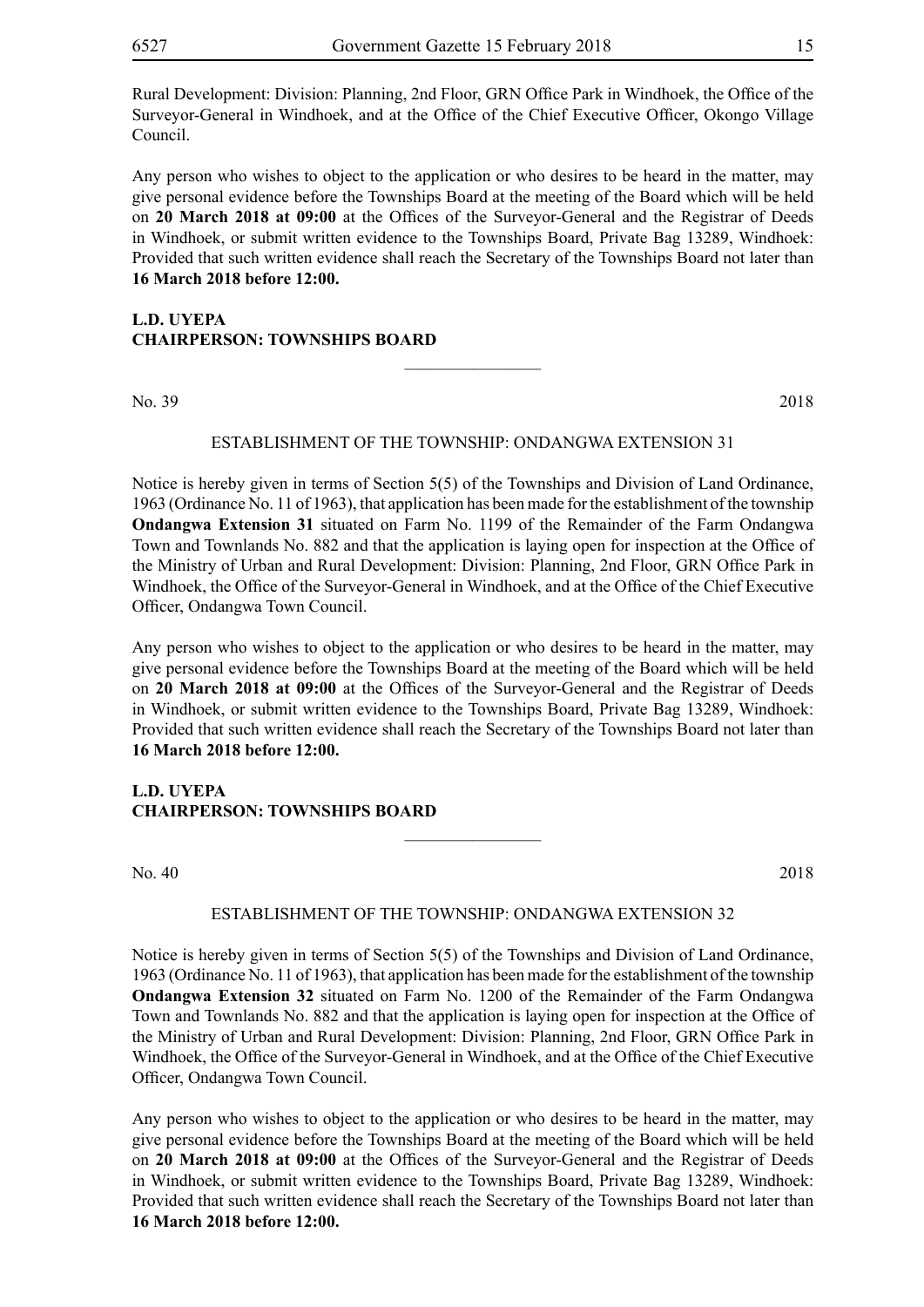Rural Development: Division: Planning, 2nd Floor, GRN Office Park in Windhoek, the Office of the Surveyor-General in Windhoek, and at the Office of the Chief Executive Officer, Okongo Village Council.

Any person who wishes to object to the application or who desires to be heard in the matter, may give personal evidence before the Townships Board at the meeting of the Board which will be held on **20 March 2018 at 09:00** at the Offices of the Surveyor-General and the Registrar of Deeds in Windhoek, or submit written evidence to the Townships Board, Private Bag 13289, Windhoek: Provided that such written evidence shall reach the Secretary of the Townships Board not later than **16 March 2018 before 12:00.**

**L.D. UYEPA**
**CHAIRPERSON: TOWNSHIPS BOARD**

---

No. 39 2018

ESTABLISHMENT OF THE TOWNSHIP: ONDANGWA EXTENSION 31

Notice is hereby given in terms of Section 5(5) of the Townships and Division of Land Ordinance, 1963 (Ordinance No. 11 of 1963), that application has been made for the establishment of the township **Ondangwa Extension 31** situated on Farm No. 1199 of the Remainder of the Farm Ondangwa Town and Townlands No. 882 and that the application is laying open for inspection at the Office of the Ministry of Urban and Rural Development: Division: Planning, 2nd Floor, GRN Office Park in Windhoek, the Office of the Surveyor-General in Windhoek, and at the Office of the Chief Executive Officer, Ondangwa Town Council.

Any person who wishes to object to the application or who desires to be heard in the matter, may give personal evidence before the Townships Board at the meeting of the Board which will be held on **20 March 2018 at 09:00** at the Offices of the Surveyor-General and the Registrar of Deeds in Windhoek, or submit written evidence to the Townships Board, Private Bag 13289, Windhoek: Provided that such written evidence shall reach the Secretary of the Townships Board not later than **16 March 2018 before 12:00.**

**L.D. UYEPA**
**CHAIRPERSON: TOWNSHIPS BOARD**

---

No. 40 2018

ESTABLISHMENT OF THE TOWNSHIP: ONDANGWA EXTENSION 32

Notice is hereby given in terms of Section 5(5) of the Townships and Division of Land Ordinance, 1963 (Ordinance No. 11 of 1963), that application has been made for the establishment of the township **Ondangwa Extension 32** situated on Farm No. 1200 of the Remainder of the Farm Ondangwa Town and Townlands No. 882 and that the application is laying open for inspection at the Office of the Ministry of Urban and Rural Development: Division: Planning, 2nd Floor, GRN Office Park in Windhoek, the Office of the Surveyor-General in Windhoek, and at the Office of the Chief Executive Officer, Ondangwa Town Council.

Any person who wishes to object to the application or who desires to be heard in the matter, may give personal evidence before the Townships Board at the meeting of the Board which will be held on **20 March 2018 at 09:00** at the Offices of the Surveyor-General and the Registrar of Deeds in Windhoek, or submit written evidence to the Townships Board, Private Bag 13289, Windhoek: Provided that such written evidence shall reach the Secretary of the Townships Board not later than **16 March 2018 before 12:00.**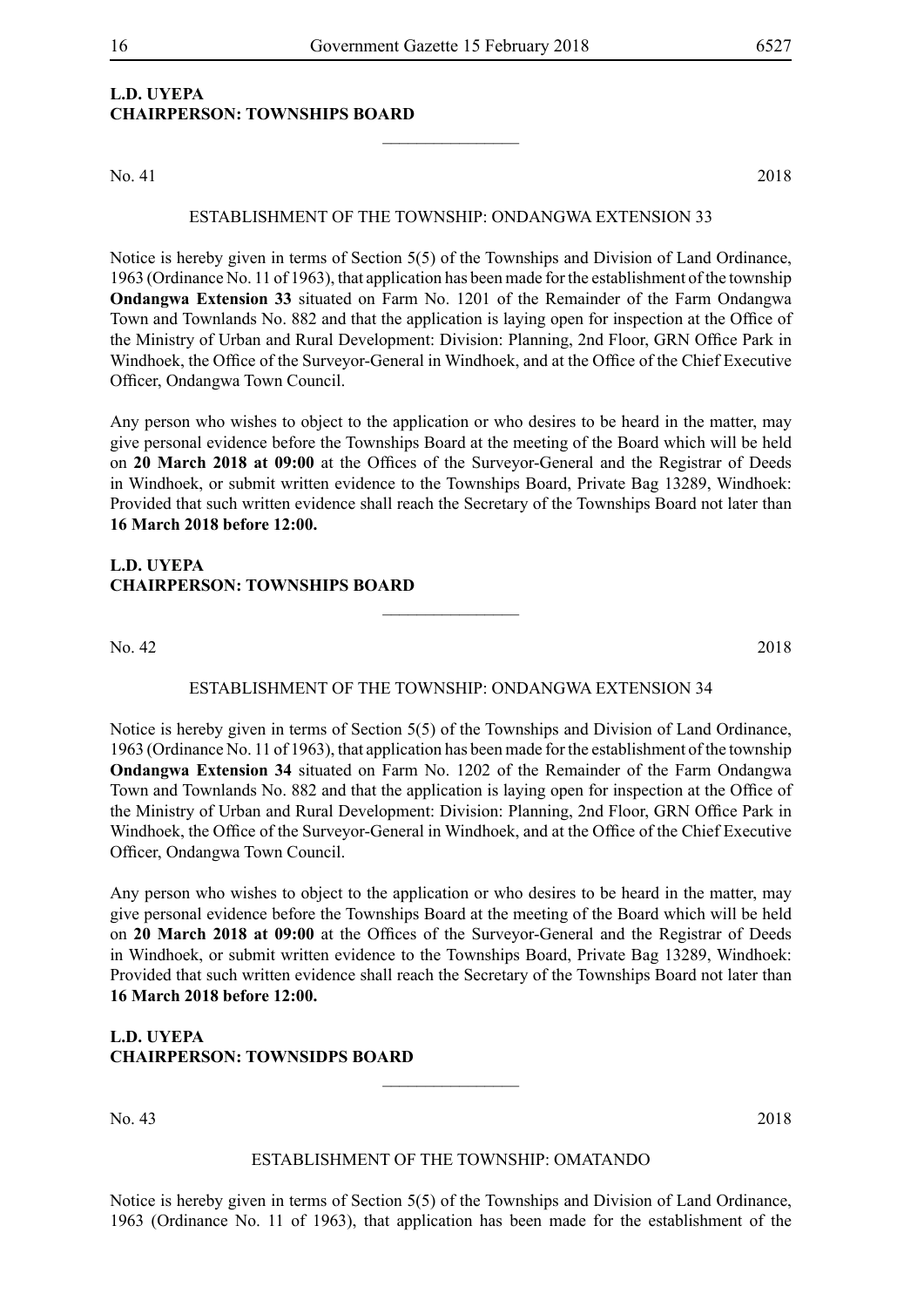**L.D. UYEPA**
**CHAIRPERSON: TOWNSHIPS BOARD**

---

No. 41 2018

ESTABLISHMENT OF THE TOWNSHIP: ONDANGWA EXTENSION 33

Notice is hereby given in terms of Section 5(5) of the Townships and Division of Land Ordinance, 1963 (Ordinance No. 11 of 1963), that application has been made for the establishment of the township **Ondangwa Extension 33** situated on Farm No. 1201 of the Remainder of the Farm Ondangwa Town and Townlands No. 882 and that the application is laying open for inspection at the Office of the Ministry of Urban and Rural Development: Division: Planning, 2nd Floor, GRN Office Park in Windhoek, the Office of the Surveyor-General in Windhoek, and at the Office of the Chief Executive Officer, Ondangwa Town Council.

Any person who wishes to object to the application or who desires to be heard in the matter, may give personal evidence before the Townships Board at the meeting of the Board which will be held on **20 March 2018 at 09:00** at the Offices of the Surveyor-General and the Registrar of Deeds in Windhoek, or submit written evidence to the Townships Board, Private Bag 13289, Windhoek: Provided that such written evidence shall reach the Secretary of the Townships Board not later than **16 March 2018 before 12:00.**

**L.D. UYEPA**
**CHAIRPERSON: TOWNSHIPS BOARD**

---

No. 42 2018

ESTABLISHMENT OF THE TOWNSHIP: ONDANGWA EXTENSION 34

Notice is hereby given in terms of Section 5(5) of the Townships and Division of Land Ordinance, 1963 (Ordinance No. 11 of 1963), that application has been made for the establishment of the township **Ondangwa Extension 34** situated on Farm No. 1202 of the Remainder of the Farm Ondangwa Town and Townlands No. 882 and that the application is laying open for inspection at the Office of the Ministry of Urban and Rural Development: Division: Planning, 2nd Floor, GRN Office Park in Windhoek, the Office of the Surveyor-General in Windhoek, and at the Office of the Chief Executive Officer, Ondangwa Town Council.

Any person who wishes to object to the application or who desires to be heard in the matter, may give personal evidence before the Townships Board at the meeting of the Board which will be held on **20 March 2018 at 09:00** at the Offices of the Surveyor-General and the Registrar of Deeds in Windhoek, or submit written evidence to the Townships Board, Private Bag 13289, Windhoek: Provided that such written evidence shall reach the Secretary of the Townships Board not later than **16 March 2018 before 12:00.**

**L.D. UYEPA**
**CHAIRPERSON: TOWNSIDPS BOARD**

---

No. 43 2018

ESTABLISHMENT OF THE TOWNSHIP: OMATANDO

Notice is hereby given in terms of Section 5(5) of the Townships and Division of Land Ordinance, 1963 (Ordinance No. 11 of 1963), that application has been made for the establishment of the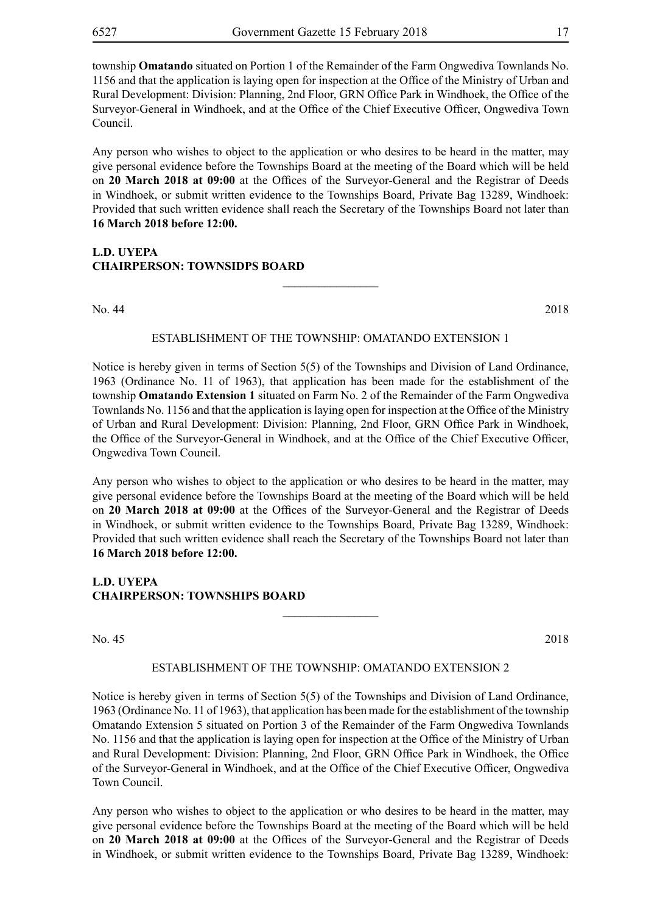township **Omatando** situated on Portion 1 of the Remainder of the Farm Ongwediva Townlands No. 1156 and that the application is laying open for inspection at the Office of the Ministry of Urban and Rural Development: Division: Planning, 2nd Floor, GRN Office Park in Windhoek, the Office of the Surveyor-General in Windhoek, and at the Office of the Chief Executive Officer, Ongwediva Town Council.

Any person who wishes to object to the application or who desires to be heard in the matter, may give personal evidence before the Townships Board at the meeting of the Board which will be held on **20 March 2018 at 09:00** at the Offices of the Surveyor-General and the Registrar of Deeds in Windhoek, or submit written evidence to the Townships Board, Private Bag 13289, Windhoek: Provided that such written evidence shall reach the Secretary of the Townships Board not later than **16 March 2018 before 12:00.**

**L.D. UYEPA**
**CHAIRPERSON: TOWNSIDPS BOARD**

________________

No. 44 2018

ESTABLISHMENT OF THE TOWNSHIP: OMATANDO EXTENSION 1

Notice is hereby given in terms of Section 5(5) of the Townships and Division of Land Ordinance, 1963 (Ordinance No. 11 of 1963), that application has been made for the establishment of the township **Omatando Extension 1** situated on Farm No. 2 of the Remainder of the Farm Ongwediva Townlands No. 1156 and that the application is laying open for inspection at the Office of the Ministry of Urban and Rural Development: Division: Planning, 2nd Floor, GRN Office Park in Windhoek, the Office of the Surveyor-General in Windhoek, and at the Office of the Chief Executive Officer, Ongwediva Town Council.

Any person who wishes to object to the application or who desires to be heard in the matter, may give personal evidence before the Townships Board at the meeting of the Board which will be held on **20 March 2018 at 09:00** at the Offices of the Surveyor-General and the Registrar of Deeds in Windhoek, or submit written evidence to the Townships Board, Private Bag 13289, Windhoek: Provided that such written evidence shall reach the Secretary of the Townships Board not later than **16 March 2018 before 12:00.**

**L.D. UYEPA**
**CHAIRPERSON: TOWNSHIPS BOARD**

________________

No. 45 2018

ESTABLISHMENT OF THE TOWNSHIP: OMATANDO EXTENSION 2

Notice is hereby given in terms of Section 5(5) of the Townships and Division of Land Ordinance, 1963 (Ordinance No. 11 of 1963), that application has been made for the establishment of the township Omatando Extension 5 situated on Portion 3 of the Remainder of the Farm Ongwediva Townlands No. 1156 and that the application is laying open for inspection at the Office of the Ministry of Urban and Rural Development: Division: Planning, 2nd Floor, GRN Office Park in Windhoek, the Office of the Surveyor-General in Windhoek, and at the Office of the Chief Executive Officer, Ongwediva Town Council.

Any person who wishes to object to the application or who desires to be heard in the matter, may give personal evidence before the Townships Board at the meeting of the Board which will be held on **20 March 2018 at 09:00** at the Offices of the Surveyor-General and the Registrar of Deeds in Windhoek, or submit written evidence to the Townships Board, Private Bag 13289, Windhoek: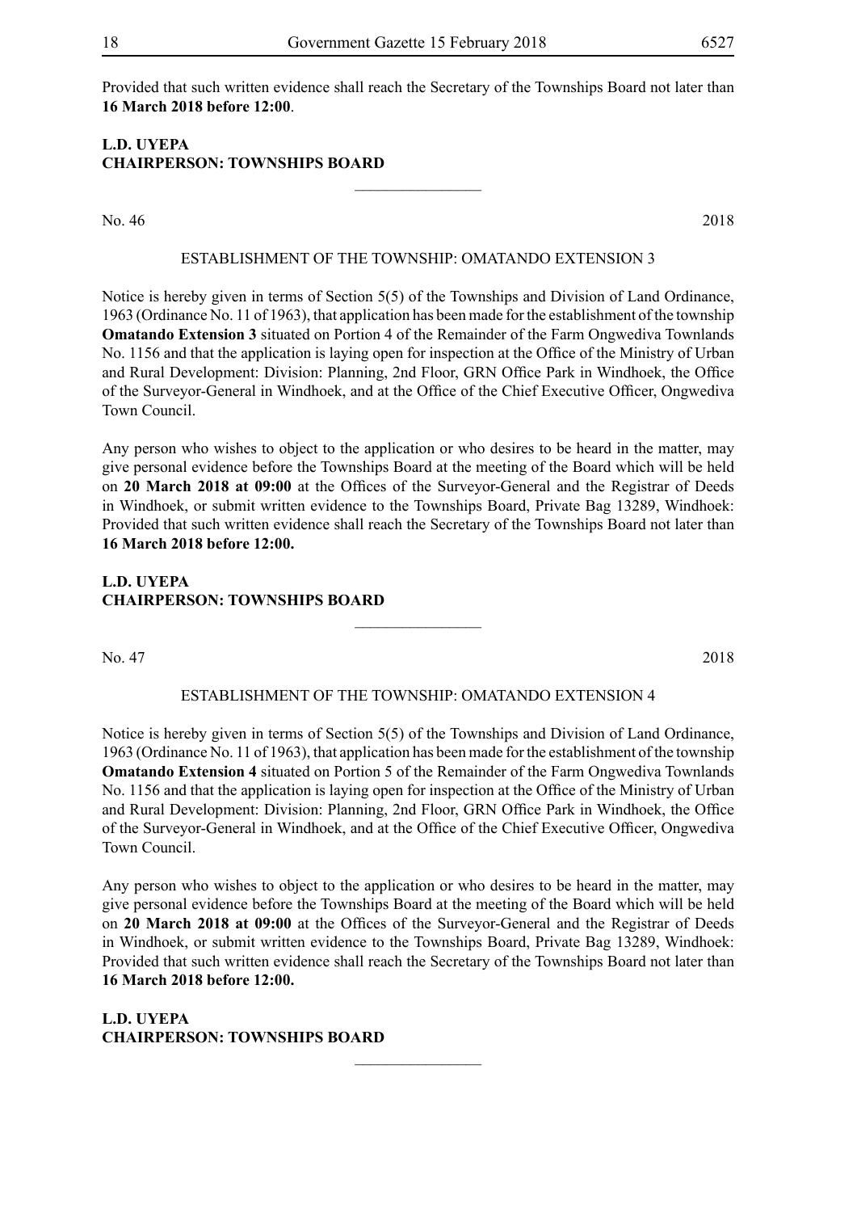Provided that such written evidence shall reach the Secretary of the Townships Board not later than **16 March 2018 before 12:00**.

**L.D. UYEPA**
**CHAIRPERSON: TOWNSHIPS BOARD**

---

No. 46 2018

ESTABLISHMENT OF THE TOWNSHIP: OMATANDO EXTENSION 3

Notice is hereby given in terms of Section 5(5) of the Townships and Division of Land Ordinance, 1963 (Ordinance No. 11 of 1963), that application has been made for the establishment of the township **Omatando Extension 3** situated on Portion 4 of the Remainder of the Farm Ongwediva Townlands No. 1156 and that the application is laying open for inspection at the Office of the Ministry of Urban and Rural Development: Division: Planning, 2nd Floor, GRN Office Park in Windhoek, the Office of the Surveyor-General in Windhoek, and at the Office of the Chief Executive Officer, Ongwediva Town Council.

Any person who wishes to object to the application or who desires to be heard in the matter, may give personal evidence before the Townships Board at the meeting of the Board which will be held on **20 March 2018 at 09:00** at the Offices of the Surveyor-General and the Registrar of Deeds in Windhoek, or submit written evidence to the Townships Board, Private Bag 13289, Windhoek: Provided that such written evidence shall reach the Secretary of the Townships Board not later than **16 March 2018 before 12:00.**

**L.D. UYEPA**
**CHAIRPERSON: TOWNSHIPS BOARD**

---

No. 47 2018

ESTABLISHMENT OF THE TOWNSHIP: OMATANDO EXTENSION 4

Notice is hereby given in terms of Section 5(5) of the Townships and Division of Land Ordinance, 1963 (Ordinance No. 11 of 1963), that application has been made for the establishment of the township **Omatando Extension 4** situated on Portion 5 of the Remainder of the Farm Ongwediva Townlands No. 1156 and that the application is laying open for inspection at the Office of the Ministry of Urban and Rural Development: Division: Planning, 2nd Floor, GRN Office Park in Windhoek, the Office of the Surveyor-General in Windhoek, and at the Office of the Chief Executive Officer, Ongwediva Town Council.

Any person who wishes to object to the application or who desires to be heard in the matter, may give personal evidence before the Townships Board at the meeting of the Board which will be held on **20 March 2018 at 09:00** at the Offices of the Surveyor-General and the Registrar of Deeds in Windhoek, or submit written evidence to the Townships Board, Private Bag 13289, Windhoek: Provided that such written evidence shall reach the Secretary of the Townships Board not later than **16 March 2018 before 12:00.**

**L.D. UYEPA**
**CHAIRPERSON: TOWNSHIPS BOARD**

---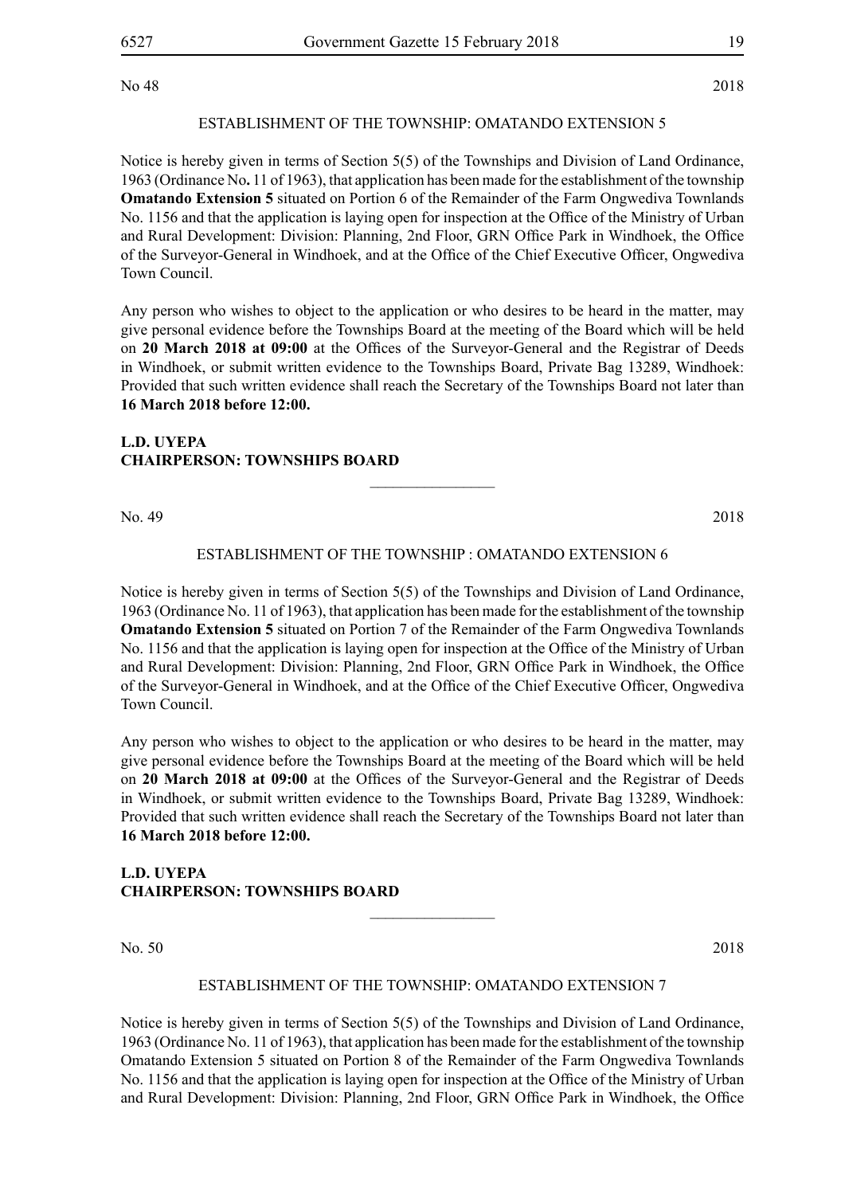No 48 2018

ESTABLISHMENT OF THE TOWNSHIP: OMATANDO EXTENSION 5

Notice is hereby given in terms of Section 5(5) of the Townships and Division of Land Ordinance, 1963 (Ordinance No**.** 11 of 1963), that application has been made for the establishment of the township **Omatando Extension 5** situated on Portion 6 of the Remainder of the Farm Ongwediva Townlands No. 1156 and that the application is laying open for inspection at the Office of the Ministry of Urban and Rural Development: Division: Planning, 2nd Floor, GRN Office Park in Windhoek, the Office of the Surveyor-General in Windhoek, and at the Office of the Chief Executive Officer, Ongwediva Town Council.

Any person who wishes to object to the application or who desires to be heard in the matter, may give personal evidence before the Townships Board at the meeting of the Board which will be held on **20 March 2018 at 09:00** at the Offices of the Surveyor-General and the Registrar of Deeds in Windhoek, or submit written evidence to the Townships Board, Private Bag 13289, Windhoek: Provided that such written evidence shall reach the Secretary of the Townships Board not later than **16 March 2018 before 12:00.**

**L.D. UYEPA**
**CHAIRPERSON: TOWNSHIPS BOARD**

---

No. 49 2018

ESTABLISHMENT OF THE TOWNSHIP : OMATANDO EXTENSION 6

Notice is hereby given in terms of Section 5(5) of the Townships and Division of Land Ordinance, 1963 (Ordinance No. 11 of 1963), that application has been made for the establishment of the township **Omatando Extension 5** situated on Portion 7 of the Remainder of the Farm Ongwediva Townlands No. 1156 and that the application is laying open for inspection at the Office of the Ministry of Urban and Rural Development: Division: Planning, 2nd Floor, GRN Office Park in Windhoek, the Office of the Surveyor-General in Windhoek, and at the Office of the Chief Executive Officer, Ongwediva Town Council.

Any person who wishes to object to the application or who desires to be heard in the matter, may give personal evidence before the Townships Board at the meeting of the Board which will be held on **20 March 2018 at 09:00** at the Offices of the Surveyor-General and the Registrar of Deeds in Windhoek, or submit written evidence to the Townships Board, Private Bag 13289, Windhoek: Provided that such written evidence shall reach the Secretary of the Townships Board not later than **16 March 2018 before 12:00.**

**L.D. UYEPA**
**CHAIRPERSON: TOWNSHIPS BOARD**

---

No. 50 2018

ESTABLISHMENT OF THE TOWNSHIP: OMATANDO EXTENSION 7

Notice is hereby given in terms of Section 5(5) of the Townships and Division of Land Ordinance, 1963 (Ordinance No. 11 of 1963), that application has been made for the establishment of the township Omatando Extension 5 situated on Portion 8 of the Remainder of the Farm Ongwediva Townlands No. 1156 and that the application is laying open for inspection at the Office of the Ministry of Urban and Rural Development: Division: Planning, 2nd Floor, GRN Office Park in Windhoek, the Office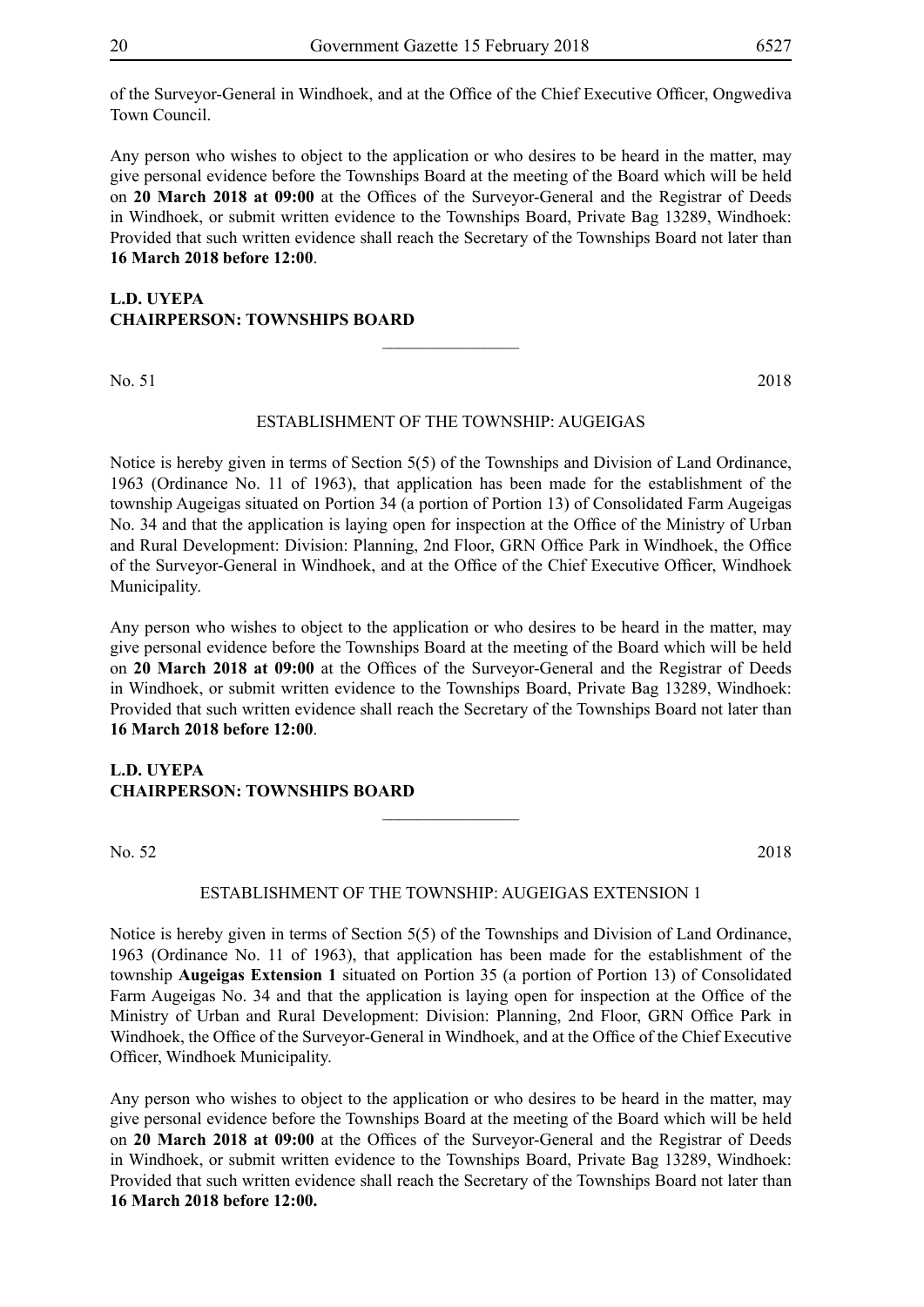of the Surveyor-General in Windhoek, and at the Office of the Chief Executive Officer, Ongwediva Town Council.

Any person who wishes to object to the application or who desires to be heard in the matter, may give personal evidence before the Townships Board at the meeting of the Board which will be held on **20 March 2018 at 09:00** at the Offices of the Surveyor-General and the Registrar of Deeds in Windhoek, or submit written evidence to the Townships Board, Private Bag 13289, Windhoek: Provided that such written evidence shall reach the Secretary of the Townships Board not later than **16 March 2018 before 12:00**.

**L.D. UYEPA**
**CHAIRPERSON: TOWNSHIPS BOARD**

---

No. 51 2018

ESTABLISHMENT OF THE TOWNSHIP: AUGEIGAS

Notice is hereby given in terms of Section 5(5) of the Townships and Division of Land Ordinance, 1963 (Ordinance No. 11 of 1963), that application has been made for the establishment of the township Augeigas situated on Portion 34 (a portion of Portion 13) of Consolidated Farm Augeigas No. 34 and that the application is laying open for inspection at the Office of the Ministry of Urban and Rural Development: Division: Planning, 2nd Floor, GRN Office Park in Windhoek, the Office of the Surveyor-General in Windhoek, and at the Office of the Chief Executive Officer, Windhoek Municipality.

Any person who wishes to object to the application or who desires to be heard in the matter, may give personal evidence before the Townships Board at the meeting of the Board which will be held on **20 March 2018 at 09:00** at the Offices of the Surveyor-General and the Registrar of Deeds in Windhoek, or submit written evidence to the Townships Board, Private Bag 13289, Windhoek: Provided that such written evidence shall reach the Secretary of the Townships Board not later than **16 March 2018 before 12:00**.

**L.D. UYEPA**
**CHAIRPERSON: TOWNSHIPS BOARD**

---

No. 52 2018

ESTABLISHMENT OF THE TOWNSHIP: AUGEIGAS EXTENSION 1

Notice is hereby given in terms of Section 5(5) of the Townships and Division of Land Ordinance, 1963 (Ordinance No. 11 of 1963), that application has been made for the establishment of the township **Augeigas Extension 1** situated on Portion 35 (a portion of Portion 13) of Consolidated Farm Augeigas No. 34 and that the application is laying open for inspection at the Office of the Ministry of Urban and Rural Development: Division: Planning, 2nd Floor, GRN Office Park in Windhoek, the Office of the Surveyor-General in Windhoek, and at the Office of the Chief Executive Officer, Windhoek Municipality.

Any person who wishes to object to the application or who desires to be heard in the matter, may give personal evidence before the Townships Board at the meeting of the Board which will be held on **20 March 2018 at 09:00** at the Offices of the Surveyor-General and the Registrar of Deeds in Windhoek, or submit written evidence to the Townships Board, Private Bag 13289, Windhoek: Provided that such written evidence shall reach the Secretary of the Townships Board not later than **16 March 2018 before 12:00.**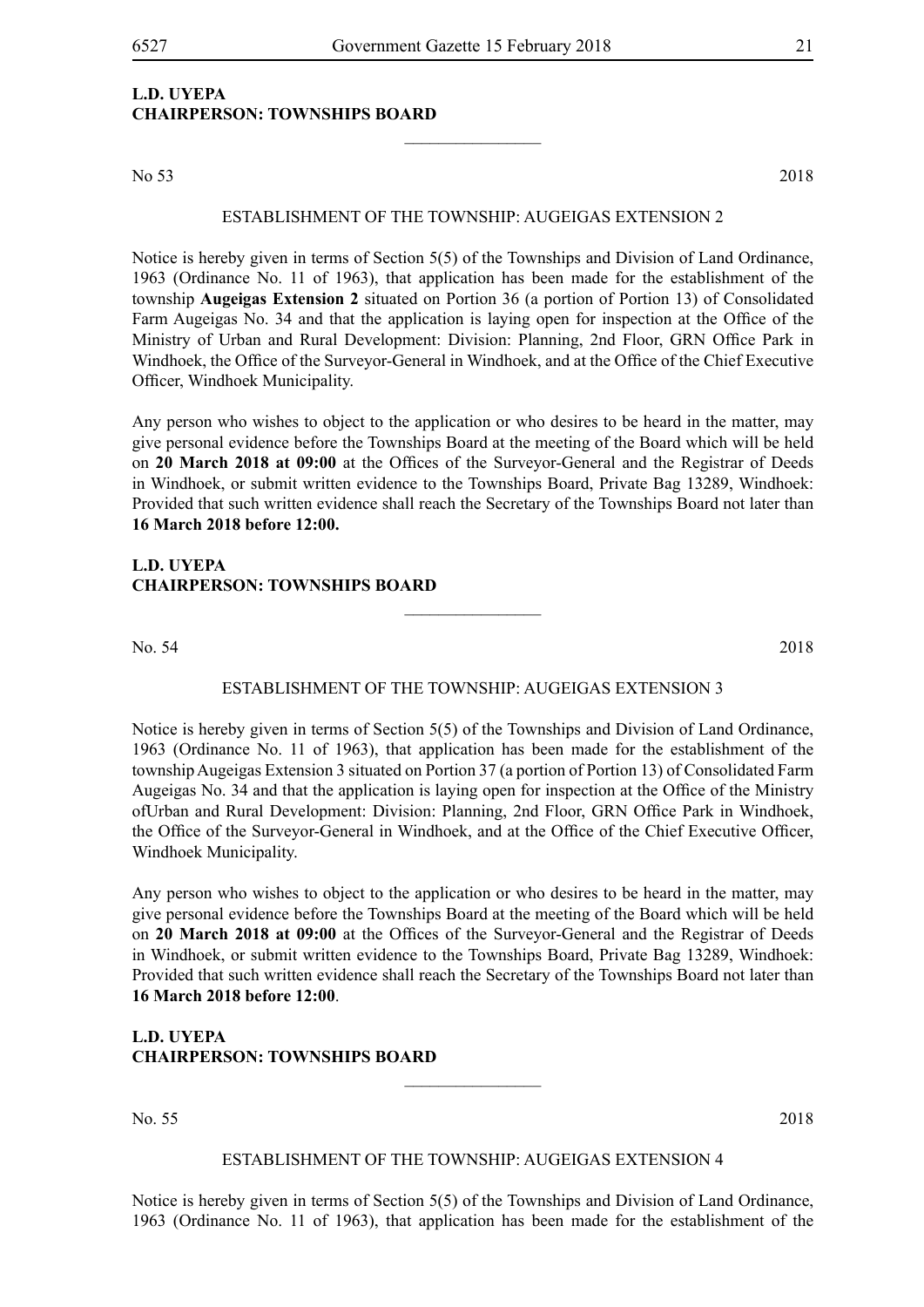**L.D. UYEPA**
**CHAIRPERSON: TOWNSHIPS BOARD**

________________

No 53 2018

ESTABLISHMENT OF THE TOWNSHIP: AUGEIGAS EXTENSION 2

Notice is hereby given in terms of Section 5(5) of the Townships and Division of Land Ordinance, 1963 (Ordinance No. 11 of 1963), that application has been made for the establishment of the township **Augeigas Extension 2** situated on Portion 36 (a portion of Portion 13) of Consolidated Farm Augeigas No. 34 and that the application is laying open for inspection at the Office of the Ministry of Urban and Rural Development: Division: Planning, 2nd Floor, GRN Office Park in Windhoek, the Office of the Surveyor-General in Windhoek, and at the Office of the Chief Executive Officer, Windhoek Municipality.

Any person who wishes to object to the application or who desires to be heard in the matter, may give personal evidence before the Townships Board at the meeting of the Board which will be held on **20 March 2018 at 09:00** at the Offices of the Surveyor-General and the Registrar of Deeds in Windhoek, or submit written evidence to the Townships Board, Private Bag 13289, Windhoek: Provided that such written evidence shall reach the Secretary of the Townships Board not later than **16 March 2018 before 12:00.**

**L.D. UYEPA**
**CHAIRPERSON: TOWNSHIPS BOARD**

________________

No. 54 2018

ESTABLISHMENT OF THE TOWNSHIP: AUGEIGAS EXTENSION 3

Notice is hereby given in terms of Section 5(5) of the Townships and Division of Land Ordinance, 1963 (Ordinance No. 11 of 1963), that application has been made for the establishment of the township Augeigas Extension 3 situated on Portion 37 (a portion of Portion 13) of Consolidated Farm Augeigas No. 34 and that the application is laying open for inspection at the Office of the Ministry ofUrban and Rural Development: Division: Planning, 2nd Floor, GRN Office Park in Windhoek, the Office of the Surveyor-General in Windhoek, and at the Office of the Chief Executive Officer, Windhoek Municipality.

Any person who wishes to object to the application or who desires to be heard in the matter, may give personal evidence before the Townships Board at the meeting of the Board which will be held on **20 March 2018 at 09:00** at the Offices of the Surveyor-General and the Registrar of Deeds in Windhoek, or submit written evidence to the Townships Board, Private Bag 13289, Windhoek: Provided that such written evidence shall reach the Secretary of the Townships Board not later than **16 March 2018 before 12:00**.

**L.D. UYEPA**
**CHAIRPERSON: TOWNSHIPS BOARD**

________________

No. 55 2018

ESTABLISHMENT OF THE TOWNSHIP: AUGEIGAS EXTENSION 4

Notice is hereby given in terms of Section 5(5) of the Townships and Division of Land Ordinance, 1963 (Ordinance No. 11 of 1963), that application has been made for the establishment of the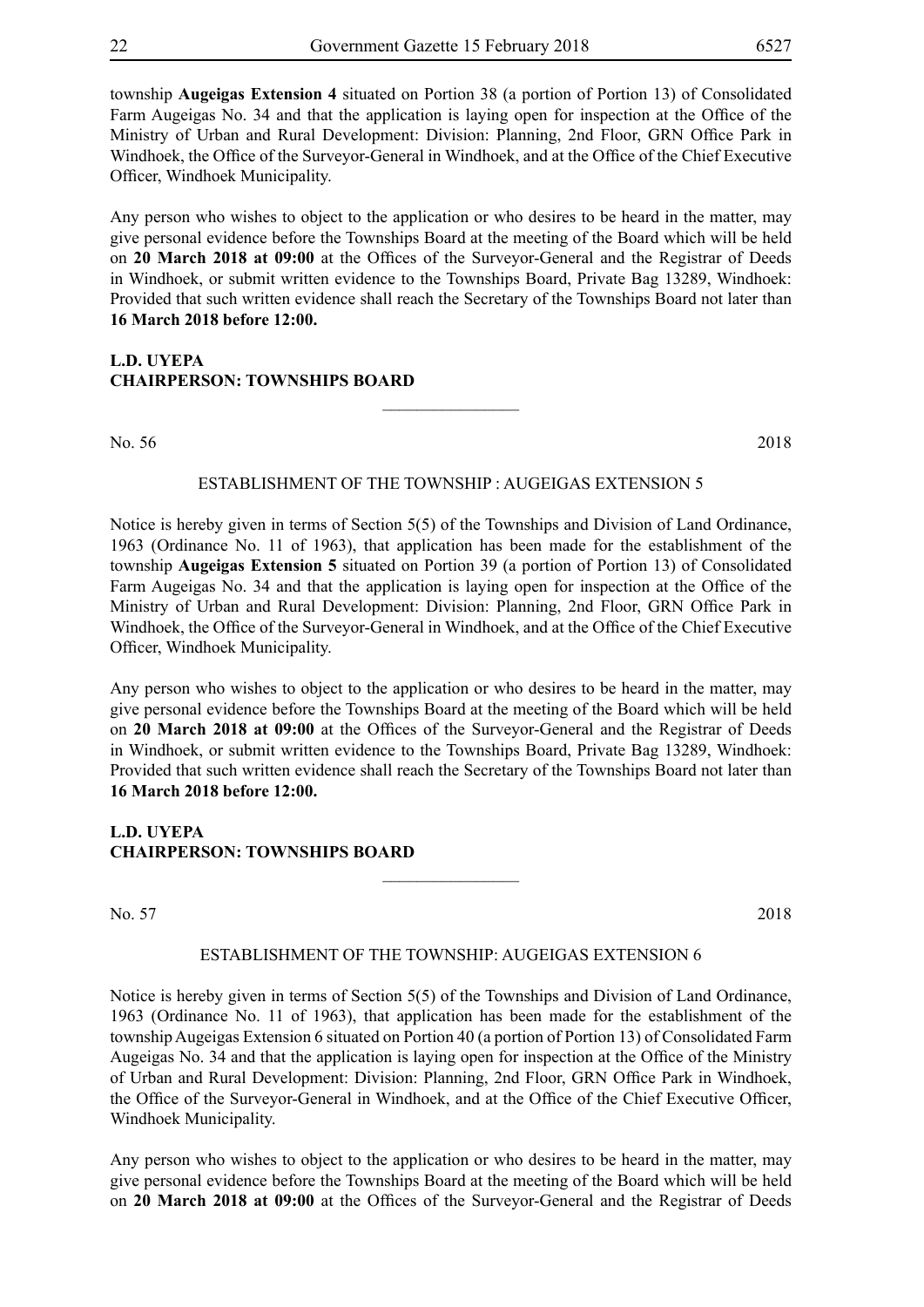township **Augeigas Extension 4** situated on Portion 38 (a portion of Portion 13) of Consolidated Farm Augeigas No. 34 and that the application is laying open for inspection at the Office of the Ministry of Urban and Rural Development: Division: Planning, 2nd Floor, GRN Office Park in Windhoek, the Office of the Surveyor-General in Windhoek, and at the Office of the Chief Executive Officer, Windhoek Municipality.

Any person who wishes to object to the application or who desires to be heard in the matter, may give personal evidence before the Townships Board at the meeting of the Board which will be held on **20 March 2018 at 09:00** at the Offices of the Surveyor-General and the Registrar of Deeds in Windhoek, or submit written evidence to the Townships Board, Private Bag 13289, Windhoek: Provided that such written evidence shall reach the Secretary of the Townships Board not later than **16 March 2018 before 12:00.**

**L.D. UYEPA**
**CHAIRPERSON: TOWNSHIPS BOARD**

---

No. 56 2018

ESTABLISHMENT OF THE TOWNSHIP : AUGEIGAS EXTENSION 5

Notice is hereby given in terms of Section 5(5) of the Townships and Division of Land Ordinance, 1963 (Ordinance No. 11 of 1963), that application has been made for the establishment of the township **Augeigas Extension 5** situated on Portion 39 (a portion of Portion 13) of Consolidated Farm Augeigas No. 34 and that the application is laying open for inspection at the Office of the Ministry of Urban and Rural Development: Division: Planning, 2nd Floor, GRN Office Park in Windhoek, the Office of the Surveyor-General in Windhoek, and at the Office of the Chief Executive Officer, Windhoek Municipality.

Any person who wishes to object to the application or who desires to be heard in the matter, may give personal evidence before the Townships Board at the meeting of the Board which will be held on **20 March 2018 at 09:00** at the Offices of the Surveyor-General and the Registrar of Deeds in Windhoek, or submit written evidence to the Townships Board, Private Bag 13289, Windhoek: Provided that such written evidence shall reach the Secretary of the Townships Board not later than **16 March 2018 before 12:00.**

**L.D. UYEPA**
**CHAIRPERSON: TOWNSHIPS BOARD**

---

No. 57 2018

ESTABLISHMENT OF THE TOWNSHIP: AUGEIGAS EXTENSION 6

Notice is hereby given in terms of Section 5(5) of the Townships and Division of Land Ordinance, 1963 (Ordinance No. 11 of 1963), that application has been made for the establishment of the township Augeigas Extension 6 situated on Portion 40 (a portion of Portion 13) of Consolidated Farm Augeigas No. 34 and that the application is laying open for inspection at the Office of the Ministry of Urban and Rural Development: Division: Planning, 2nd Floor, GRN Office Park in Windhoek, the Office of the Surveyor-General in Windhoek, and at the Office of the Chief Executive Officer, Windhoek Municipality.

Any person who wishes to object to the application or who desires to be heard in the matter, may give personal evidence before the Townships Board at the meeting of the Board which will be held on **20 March 2018 at 09:00** at the Offices of the Surveyor-General and the Registrar of Deeds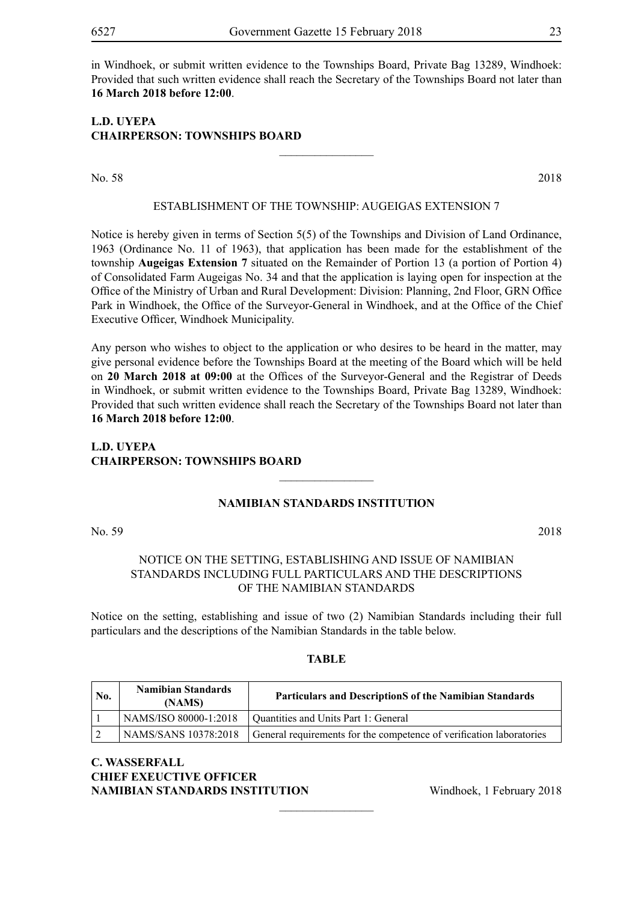in Windhoek, or submit written evidence to the Townships Board, Private Bag 13289, Windhoek: Provided that such written evidence shall reach the Secretary of the Townships Board not later than **16 March 2018 before 12:00**.

**L.D. UYEPA**
**CHAIRPERSON: TOWNSHIPS BOARD**

---

No. 58 2018

ESTABLISHMENT OF THE TOWNSHIP: AUGEIGAS EXTENSION 7

Notice is hereby given in terms of Section 5(5) of the Townships and Division of Land Ordinance, 1963 (Ordinance No. 11 of 1963), that application has been made for the establishment of the township **Augeigas Extension 7** situated on the Remainder of Portion 13 (a portion of Portion 4) of Consolidated Farm Augeigas No. 34 and that the application is laying open for inspection at the Office of the Ministry of Urban and Rural Development: Division: Planning, 2nd Floor, GRN Office Park in Windhoek, the Office of the Surveyor-General in Windhoek, and at the Office of the Chief Executive Officer, Windhoek Municipality.

Any person who wishes to object to the application or who desires to be heard in the matter, may give personal evidence before the Townships Board at the meeting of the Board which will be held on **20 March 2018 at 09:00** at the Offices of the Surveyor-General and the Registrar of Deeds in Windhoek, or submit written evidence to the Townships Board, Private Bag 13289, Windhoek: Provided that such written evidence shall reach the Secretary of the Townships Board not later than **16 March 2018 before 12:00**.

**L.D. UYEPA**
**CHAIRPERSON: TOWNSHIPS BOARD**

---

**NAMIBIAN STANDARDS INSTITUTION**

No. 59 2018

NOTICE ON THE SETTING, ESTABLISHING AND ISSUE OF NAMIBIAN STANDARDS INCLUDING FULL PARTICULARS AND THE DESCRIPTIONS OF THE NAMIBIAN STANDARDS

Notice on the setting, establishing and issue of two (2) Namibian Standards including their full particulars and the descriptions of the Namibian Standards in the table below.

**TABLE**

| No. | Namibian Standards (NAMS) | Particulars and DescriptionS of the Namibian Standards |
|---|---|---|
| 1 | NAMS/ISO 80000-1:2018 | Quantities and Units Part 1: General |
| 2 | NAMS/SANS 10378:2018 | General requirements for the competence of verification laboratories |

**C. WASSERFALL**
**CHIEF EXEUCTIVE OFFICER**
**NAMIBIAN STANDARDS INSTITUTION** Windhoek, 1 February 2018

---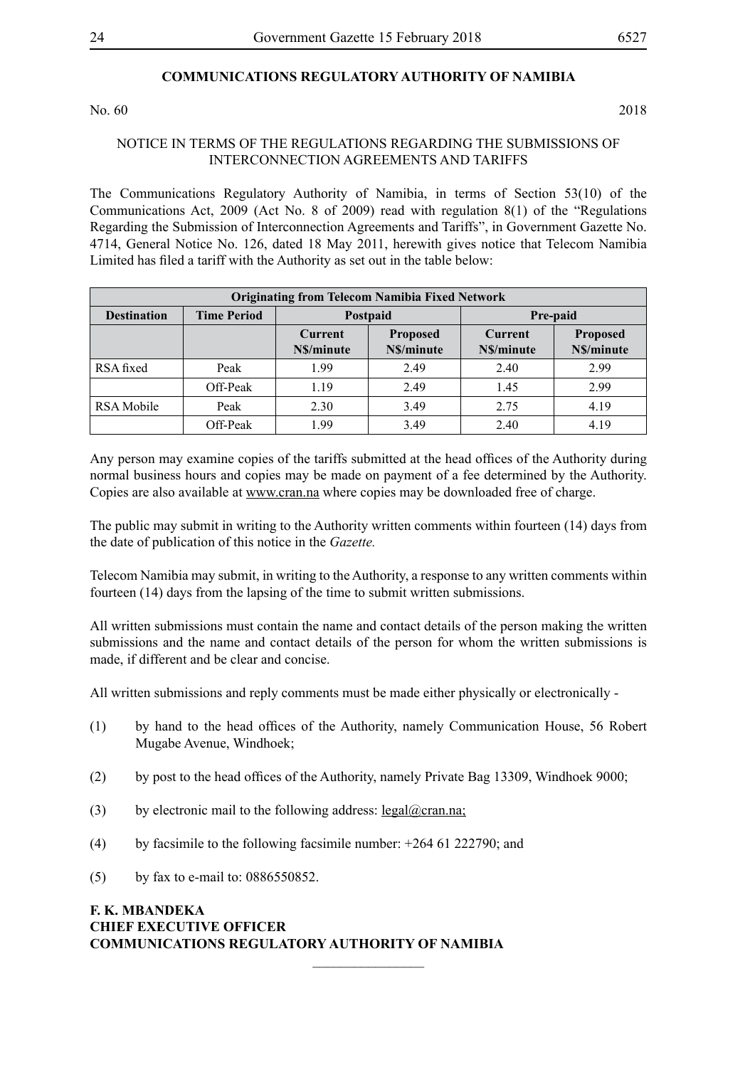## COMMUNICATIONS REGULATORY AUTHORITY OF NAMIBIA

No. 60 2018

### NOTICE IN TERMS OF THE REGULATIONS REGARDING THE SUBMISSIONS OF INTERCONNECTION AGREEMENTS AND TARIFFS

The Communications Regulatory Authority of Namibia, in terms of Section 53(10) of the Communications Act, 2009 (Act No. 8 of 2009) read with regulation 8(1) of the "Regulations Regarding the Submission of Interconnection Agreements and Tariffs", in Government Gazette No. 4714, General Notice No. 126, dated 18 May 2011, herewith gives notice that Telecom Namibia Limited has filed a tariff with the Authority as set out in the table below:

| Originating from Telecom Namibia Fixed Network | | | | | |
|---|---|---|---|---|---|
| **Destination** | **Time Period** | **Postpaid** | | **Pre-paid** | |
| | | **Current N$/minute** | **Proposed N$/minute** | **Current N$/minute** | **Proposed N$/minute** |
| RSA fixed | Peak | 1.99 | 2.49 | 2.40 | 2.99 |
| | Off-Peak | 1.19 | 2.49 | 1.45 | 2.99 |
| RSA Mobile | Peak | 2.30 | 3.49 | 2.75 | 4.19 |
| | Off-Peak | 1.99 | 3.49 | 2.40 | 4.19 |

Any person may examine copies of the tariffs submitted at the head offices of the Authority during normal business hours and copies may be made on payment of a fee determined by the Authority. Copies are also available at www.cran.na where copies may be downloaded free of charge.

The public may submit in writing to the Authority written comments within fourteen (14) days from the date of publication of this notice in the *Gazette.*

Telecom Namibia may submit, in writing to the Authority, a response to any written comments within fourteen (14) days from the lapsing of the time to submit written submissions.

All written submissions must contain the name and contact details of the person making the written submissions and the name and contact details of the person for whom the written submissions is made, if different and be clear and concise.

All written submissions and reply comments must be made either physically or electronically -

(1) by hand to the head offices of the Authority, namely Communication House, 56 Robert Mugabe Avenue, Windhoek;

(2) by post to the head offices of the Authority, namely Private Bag 13309, Windhoek 9000;

(3) by electronic mail to the following address: legal@cran.na;

(4) by facsimile to the following facsimile number: +264 61 222790; and

(5) by fax to e-mail to: 0886550852.

**F. K. MBANDEKA**
**CHIEF EXECUTIVE OFFICER**
**COMMUNICATIONS REGULATORY AUTHORITY OF NAMIBIA**